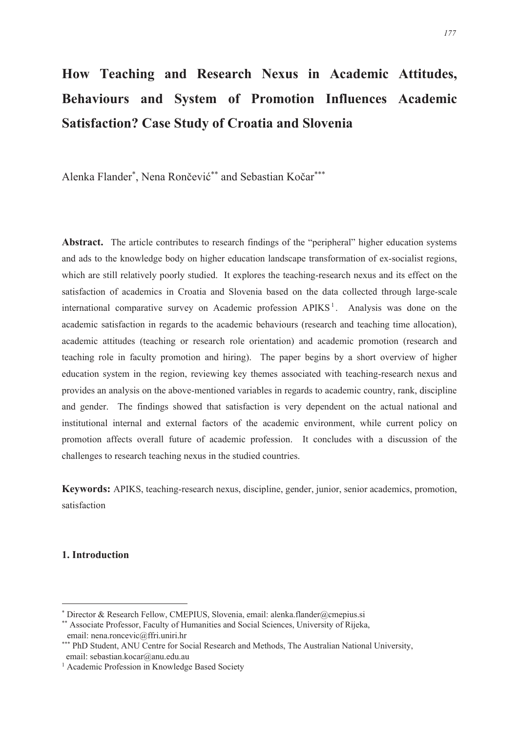# How Teaching and Research Nexus in Academic Attitudes, Behaviours and System of Promotion Influences Academic Satisfaction? Case Study of Croatia and Slovenia

Alenka Flander[*], Nena Rončević[**] and Sebastian Kočar[***]

**Abstract.** The article contributes to research findings of the "peripheral" higher education systems and ads to the knowledge body on higher education landscape transformation of ex-socialist regions, which are still relatively poorly studied. It explores the teaching-research nexus and its effect on the satisfaction of academics in Croatia and Slovenia based on the data collected through large-scale international comparative survey on Academic profession APIKS[1]. Analysis was done on the academic satisfaction in regards to the academic behaviours (research and teaching time allocation), academic attitudes (teaching or research role orientation) and academic promotion (research and teaching role in faculty promotion and hiring). The paper begins by a short overview of higher education system in the region, reviewing key themes associated with teaching-research nexus and provides an analysis on the above-mentioned variables in regards to academic country, rank, discipline and gender. The findings showed that satisfaction is very dependent on the actual national and institutional internal and external factors of the academic environment, while current policy on promotion affects overall future of academic profession. It concludes with a discussion of the challenges to research teaching nexus in the studied countries.

**Keywords:** APIKS, teaching-research nexus, discipline, gender, junior, senior academics, promotion, satisfaction

## 1. Introduction

[*] Director & Research Fellow, CMEPIUS, Slovenia, email: alenka.flander@cmepius.si

[**] Associate Professor, Faculty of Humanities and Social Sciences, University of Rijeka, email: nena.roncevic@ffri.uniri.hr

[***] PhD Student, ANU Centre for Social Research and Methods, The Australian National University, email: sebastian.kocar@anu.edu.au

[1] Academic Profession in Knowledge Based Society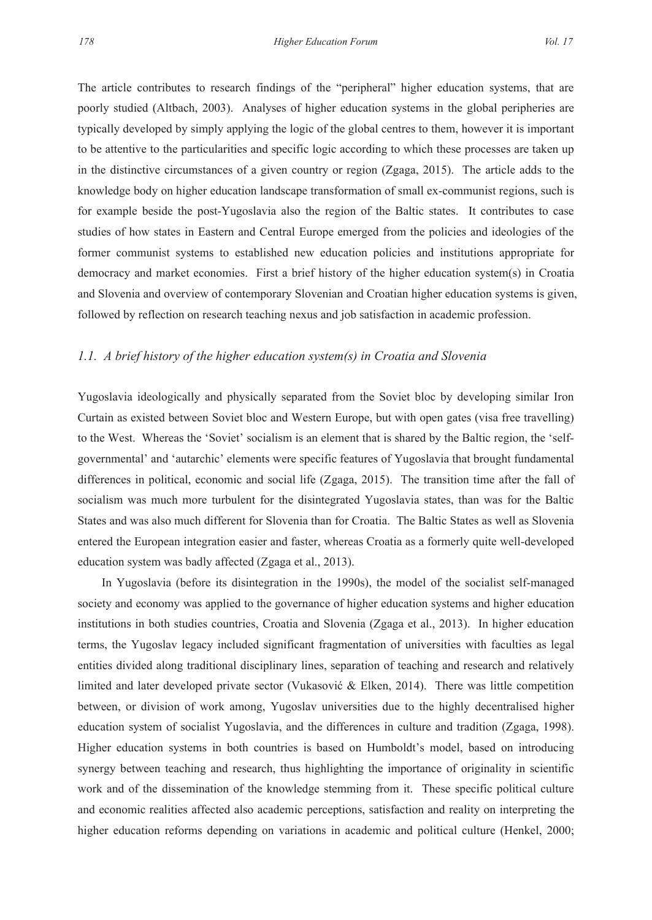The article contributes to research findings of the "peripheral" higher education systems, that are poorly studied (Altbach, 2003). Analyses of higher education systems in the global peripheries are typically developed by simply applying the logic of the global centres to them, however it is important to be attentive to the particularities and specific logic according to which these processes are taken up in the distinctive circumstances of a given country or region (Zgaga, 2015). The article adds to the knowledge body on higher education landscape transformation of small ex-communist regions, such is for example beside the post-Yugoslavia also the region of the Baltic states. It contributes to case studies of how states in Eastern and Central Europe emerged from the policies and ideologies of the former communist systems to established new education policies and institutions appropriate for democracy and market economies. First a brief history of the higher education system(s) in Croatia and Slovenia and overview of contemporary Slovenian and Croatian higher education systems is given, followed by reflection on research teaching nexus and job satisfaction in academic profession.

### *1.1. A brief history of the higher education system(s) in Croatia and Slovenia*

Yugoslavia ideologically and physically separated from the Soviet bloc by developing similar Iron Curtain as existed between Soviet bloc and Western Europe, but with open gates (visa free travelling) to the West. Whereas the 'Soviet' socialism is an element that is shared by the Baltic region, the 'self-governmental' and 'autarchic' elements were specific features of Yugoslavia that brought fundamental differences in political, economic and social life (Zgaga, 2015). The transition time after the fall of socialism was much more turbulent for the disintegrated Yugoslavia states, than was for the Baltic States and was also much different for Slovenia than for Croatia. The Baltic States as well as Slovenia entered the European integration easier and faster, whereas Croatia as a formerly quite well-developed education system was badly affected (Zgaga et al., 2013).

In Yugoslavia (before its disintegration in the 1990s), the model of the socialist self-managed society and economy was applied to the governance of higher education systems and higher education institutions in both studies countries, Croatia and Slovenia (Zgaga et al., 2013). In higher education terms, the Yugoslav legacy included significant fragmentation of universities with faculties as legal entities divided along traditional disciplinary lines, separation of teaching and research and relatively limited and later developed private sector (Vukasović & Elken, 2014). There was little competition between, or division of work among, Yugoslav universities due to the highly decentralised higher education system of socialist Yugoslavia, and the differences in culture and tradition (Zgaga, 1998). Higher education systems in both countries is based on Humboldt's model, based on introducing synergy between teaching and research, thus highlighting the importance of originality in scientific work and of the dissemination of the knowledge stemming from it. These specific political culture and economic realities affected also academic perceptions, satisfaction and reality on interpreting the higher education reforms depending on variations in academic and political culture (Henkel, 2000;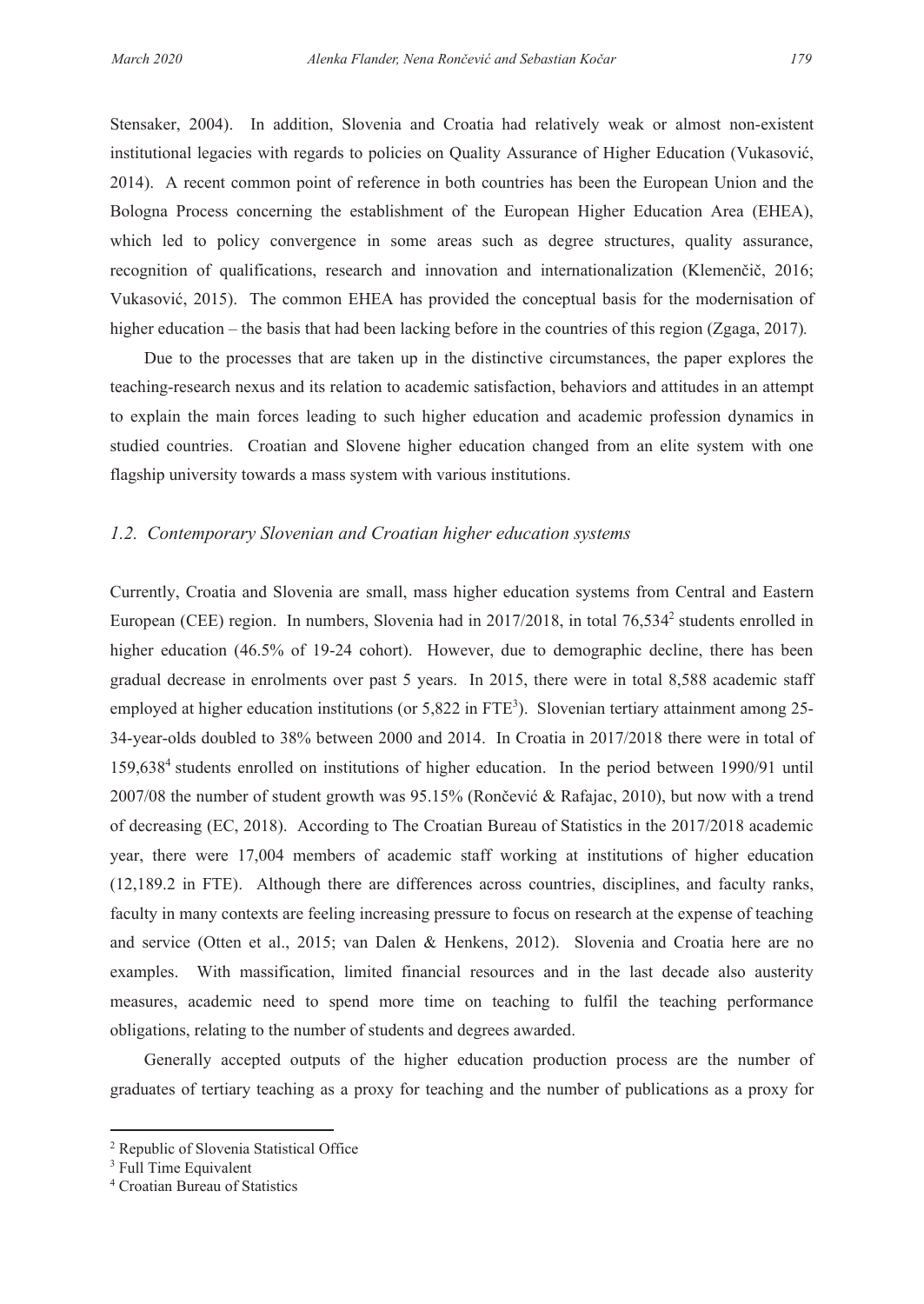Stensaker, 2004). In addition, Slovenia and Croatia had relatively weak or almost non-existent institutional legacies with regards to policies on Quality Assurance of Higher Education (Vukasović, 2014). A recent common point of reference in both countries has been the European Union and the Bologna Process concerning the establishment of the European Higher Education Area (EHEA), which led to policy convergence in some areas such as degree structures, quality assurance, recognition of qualifications, research and innovation and internationalization (Klemenčič, 2016; Vukasović, 2015). The common EHEA has provided the conceptual basis for the modernisation of higher education – the basis that had been lacking before in the countries of this region (Zgaga, 2017).

Due to the processes that are taken up in the distinctive circumstances, the paper explores the teaching-research nexus and its relation to academic satisfaction, behaviors and attitudes in an attempt to explain the main forces leading to such higher education and academic profession dynamics in studied countries. Croatian and Slovene higher education changed from an elite system with one flagship university towards a mass system with various institutions.

### *1.2. Contemporary Slovenian and Croatian higher education systems*

Currently, Croatia and Slovenia are small, mass higher education systems from Central and Eastern European (CEE) region. In numbers, Slovenia had in 2017/2018, in total 76,534[2] students enrolled in higher education (46.5% of 19-24 cohort). However, due to demographic decline, there has been gradual decrease in enrolments over past 5 years. In 2015, there were in total 8,588 academic staff employed at higher education institutions (or 5,822 in FTE[3]). Slovenian tertiary attainment among 25-34-year-olds doubled to 38% between 2000 and 2014. In Croatia in 2017/2018 there were in total of 159,638[4] students enrolled on institutions of higher education. In the period between 1990/91 until 2007/08 the number of student growth was 95.15% (Rončević & Rafajac, 2010), but now with a trend of decreasing (EC, 2018). According to The Croatian Bureau of Statistics in the 2017/2018 academic year, there were 17,004 members of academic staff working at institutions of higher education (12,189.2 in FTE). Although there are differences across countries, disciplines, and faculty ranks, faculty in many contexts are feeling increasing pressure to focus on research at the expense of teaching and service (Otten et al., 2015; van Dalen & Henkens, 2012). Slovenia and Croatia here are no examples. With massification, limited financial resources and in the last decade also austerity measures, academic need to spend more time on teaching to fulfil the teaching performance obligations, relating to the number of students and degrees awarded.

Generally accepted outputs of the higher education production process are the number of graduates of tertiary teaching as a proxy for teaching and the number of publications as a proxy for

---

[2] Republic of Slovenia Statistical Office

[3] Full Time Equivalent

[4] Croatian Bureau of Statistics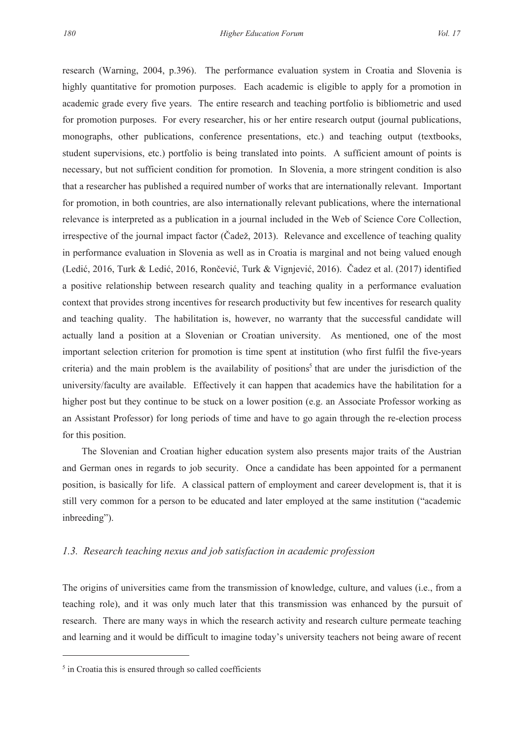research (Warning, 2004, p.396). The performance evaluation system in Croatia and Slovenia is highly quantitative for promotion purposes. Each academic is eligible to apply for a promotion in academic grade every five years. The entire research and teaching portfolio is bibliometric and used for promotion purposes. For every researcher, his or her entire research output (journal publications, monographs, other publications, conference presentations, etc.) and teaching output (textbooks, student supervisions, etc.) portfolio is being translated into points. A sufficient amount of points is necessary, but not sufficient condition for promotion. In Slovenia, a more stringent condition is also that a researcher has published a required number of works that are internationally relevant. Important for promotion, in both countries, are also internationally relevant publications, where the international relevance is interpreted as a publication in a journal included in the Web of Science Core Collection, irrespective of the journal impact factor (Čadež, 2013). Relevance and excellence of teaching quality in performance evaluation in Slovenia as well as in Croatia is marginal and not being valued enough (Ledić, 2016, Turk & Ledić, 2016, Rončević, Turk & Vignjević, 2016). Čadez et al. (2017) identified a positive relationship between research quality and teaching quality in a performance evaluation context that provides strong incentives for research productivity but few incentives for research quality and teaching quality. The habilitation is, however, no warranty that the successful candidate will actually land a position at a Slovenian or Croatian university. As mentioned, one of the most important selection criterion for promotion is time spent at institution (who first fulfil the five-years criteria) and the main problem is the availability of positions[5] that are under the jurisdiction of the university/faculty are available. Effectively it can happen that academics have the habilitation for a higher post but they continue to be stuck on a lower position (e.g. an Associate Professor working as an Assistant Professor) for long periods of time and have to go again through the re-election process for this position.

The Slovenian and Croatian higher education system also presents major traits of the Austrian and German ones in regards to job security. Once a candidate has been appointed for a permanent position, is basically for life. A classical pattern of employment and career development is, that it is still very common for a person to be educated and later employed at the same institution ("academic inbreeding").

### *1.3. Research teaching nexus and job satisfaction in academic profession*

The origins of universities came from the transmission of knowledge, culture, and values (i.e., from a teaching role), and it was only much later that this transmission was enhanced by the pursuit of research. There are many ways in which the research activity and research culture permeate teaching and learning and it would be difficult to imagine today's university teachers not being aware of recent

---

[5] in Croatia this is ensured through so called coefficients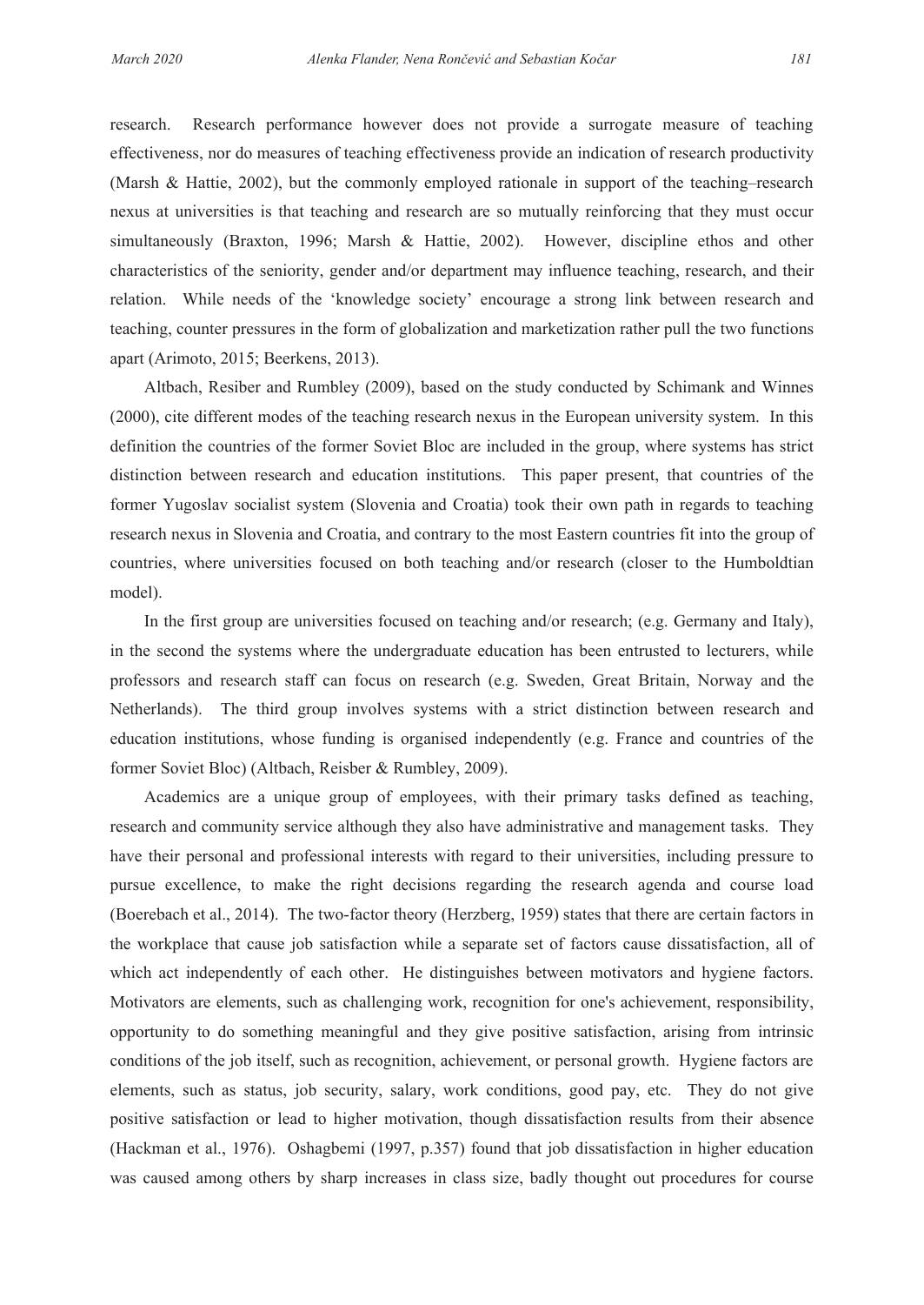research. Research performance however does not provide a surrogate measure of teaching effectiveness, nor do measures of teaching effectiveness provide an indication of research productivity (Marsh & Hattie, 2002), but the commonly employed rationale in support of the teaching–research nexus at universities is that teaching and research are so mutually reinforcing that they must occur simultaneously (Braxton, 1996; Marsh & Hattie, 2002). However, discipline ethos and other characteristics of the seniority, gender and/or department may influence teaching, research, and their relation. While needs of the 'knowledge society' encourage a strong link between research and teaching, counter pressures in the form of globalization and marketization rather pull the two functions apart (Arimoto, 2015; Beerkens, 2013).

Altbach, Resiber and Rumbley (2009), based on the study conducted by Schimank and Winnes (2000), cite different modes of the teaching research nexus in the European university system. In this definition the countries of the former Soviet Bloc are included in the group, where systems has strict distinction between research and education institutions. This paper present, that countries of the former Yugoslav socialist system (Slovenia and Croatia) took their own path in regards to teaching research nexus in Slovenia and Croatia, and contrary to the most Eastern countries fit into the group of countries, where universities focused on both teaching and/or research (closer to the Humboldtian model).

In the first group are universities focused on teaching and/or research; (e.g. Germany and Italy), in the second the systems where the undergraduate education has been entrusted to lecturers, while professors and research staff can focus on research (e.g. Sweden, Great Britain, Norway and the Netherlands). The third group involves systems with a strict distinction between research and education institutions, whose funding is organised independently (e.g. France and countries of the former Soviet Bloc) (Altbach, Reisber & Rumbley, 2009).

Academics are a unique group of employees, with their primary tasks defined as teaching, research and community service although they also have administrative and management tasks. They have their personal and professional interests with regard to their universities, including pressure to pursue excellence, to make the right decisions regarding the research agenda and course load (Boerebach et al., 2014). The two-factor theory (Herzberg, 1959) states that there are certain factors in the workplace that cause job satisfaction while a separate set of factors cause dissatisfaction, all of which act independently of each other. He distinguishes between motivators and hygiene factors. Motivators are elements, such as challenging work, recognition for one's achievement, responsibility, opportunity to do something meaningful and they give positive satisfaction, arising from intrinsic conditions of the job itself, such as recognition, achievement, or personal growth. Hygiene factors are elements, such as status, job security, salary, work conditions, good pay, etc. They do not give positive satisfaction or lead to higher motivation, though dissatisfaction results from their absence (Hackman et al., 1976). Oshagbemi (1997, p.357) found that job dissatisfaction in higher education was caused among others by sharp increases in class size, badly thought out procedures for course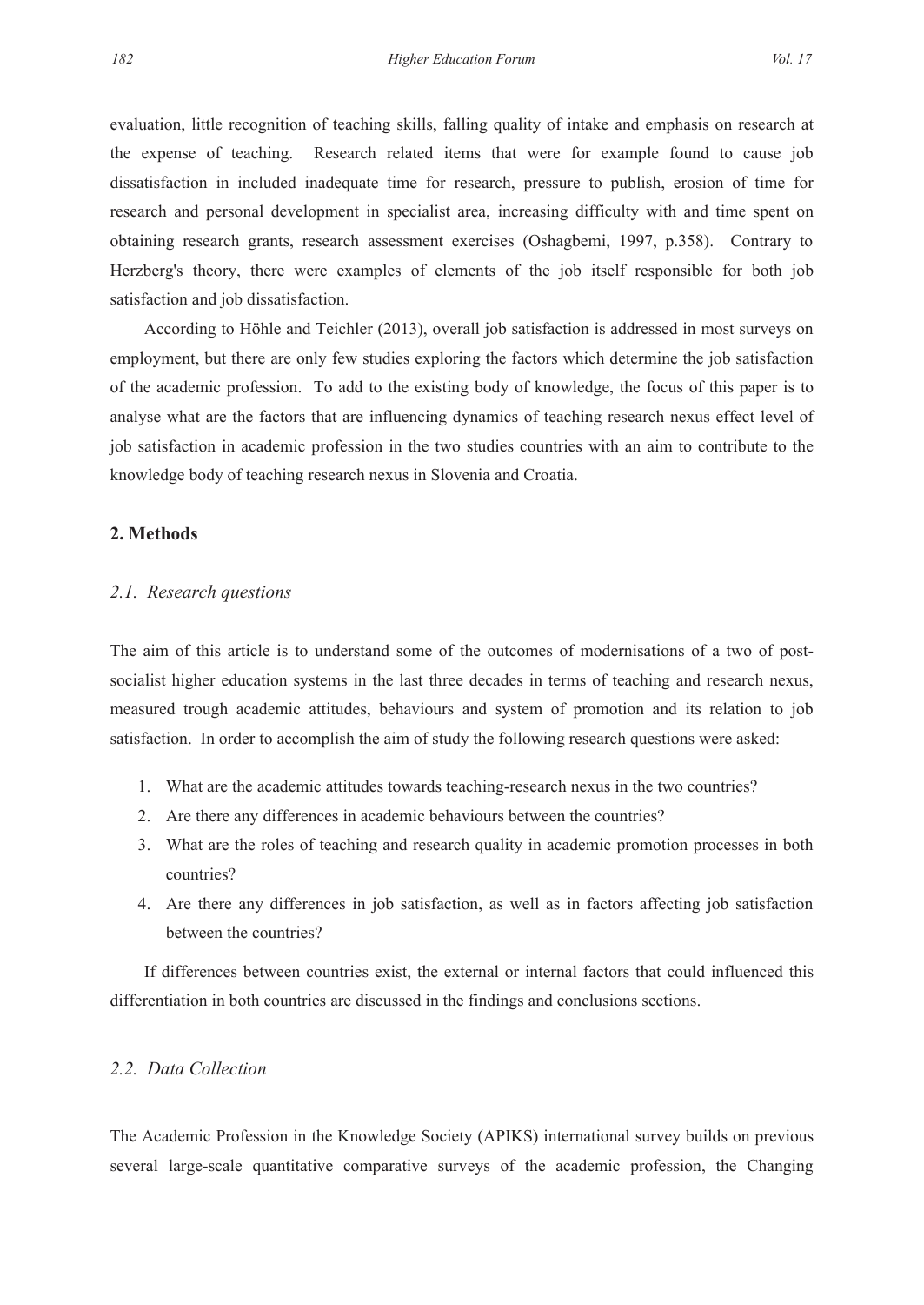evaluation, little recognition of teaching skills, falling quality of intake and emphasis on research at the expense of teaching. Research related items that were for example found to cause job dissatisfaction in included inadequate time for research, pressure to publish, erosion of time for research and personal development in specialist area, increasing difficulty with and time spent on obtaining research grants, research assessment exercises (Oshagbemi, 1997, p.358). Contrary to Herzberg's theory, there were examples of elements of the job itself responsible for both job satisfaction and job dissatisfaction.

According to Höhle and Teichler (2013), overall job satisfaction is addressed in most surveys on employment, but there are only few studies exploring the factors which determine the job satisfaction of the academic profession. To add to the existing body of knowledge, the focus of this paper is to analyse what are the factors that are influencing dynamics of teaching research nexus effect level of job satisfaction in academic profession in the two studies countries with an aim to contribute to the knowledge body of teaching research nexus in Slovenia and Croatia.

## 2. Methods

### *2.1. Research questions*

The aim of this article is to understand some of the outcomes of modernisations of a two of post-socialist higher education systems in the last three decades in terms of teaching and research nexus, measured trough academic attitudes, behaviours and system of promotion and its relation to job satisfaction. In order to accomplish the aim of study the following research questions were asked:

1. What are the academic attitudes towards teaching-research nexus in the two countries?
2. Are there any differences in academic behaviours between the countries?
3. What are the roles of teaching and research quality in academic promotion processes in both countries?
4. Are there any differences in job satisfaction, as well as in factors affecting job satisfaction between the countries?

If differences between countries exist, the external or internal factors that could influenced this differentiation in both countries are discussed in the findings and conclusions sections.

### *2.2. Data Collection*

The Academic Profession in the Knowledge Society (APIKS) international survey builds on previous several large-scale quantitative comparative surveys of the academic profession, the Changing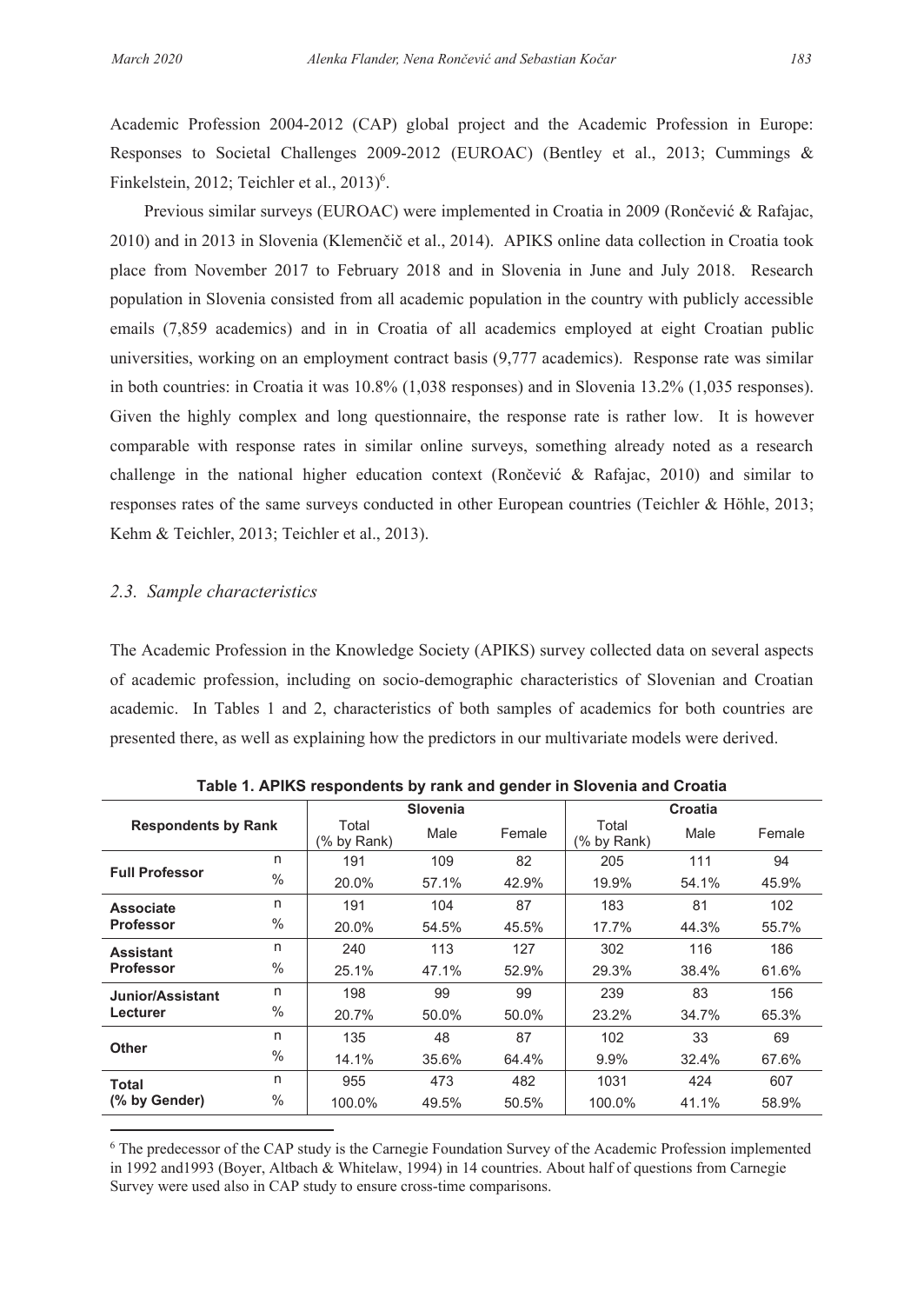Academic Profession 2004-2012 (CAP) global project and the Academic Profession in Europe: Responses to Societal Challenges 2009-2012 (EUROAC) (Bentley et al., 2013; Cummings & Finkelstein, 2012; Teichler et al., 2013)[6].

Previous similar surveys (EUROAC) were implemented in Croatia in 2009 (Rončević & Rafajac, 2010) and in 2013 in Slovenia (Klemenčič et al., 2014). APIKS online data collection in Croatia took place from November 2017 to February 2018 and in Slovenia in June and July 2018. Research population in Slovenia consisted from all academic population in the country with publicly accessible emails (7,859 academics) and in in Croatia of all academics employed at eight Croatian public universities, working on an employment contract basis (9,777 academics). Response rate was similar in both countries: in Croatia it was 10.8% (1,038 responses) and in Slovenia 13.2% (1,035 responses). Given the highly complex and long questionnaire, the response rate is rather low. It is however comparable with response rates in similar online surveys, something already noted as a research challenge in the national higher education context (Rončević & Rafajac, 2010) and similar to responses rates of the same surveys conducted in other European countries (Teichler & Höhle, 2013; Kehm & Teichler, 2013; Teichler et al., 2013).

### *2.3. Sample characteristics*

The Academic Profession in the Knowledge Society (APIKS) survey collected data on several aspects of academic profession, including on socio-demographic characteristics of Slovenian and Croatian academic. In Tables 1 and 2, characteristics of both samples of academics for both countries are presented there, as well as explaining how the predictors in our multivariate models were derived.

**Table 1. APIKS respondents by rank and gender in Slovenia and Croatia**

| Respondents by Rank | | Slovenia | | | Croatia | | |
|---|---|---|---|---|---|---|---|
| | | Total (% by Rank) | Male | Female | Total (% by Rank) | Male | Female |
| **Full Professor** | n | 191 | 109 | 82 | 205 | 111 | 94 |
| | % | 20.0% | 57.1% | 42.9% | 19.9% | 54.1% | 45.9% |
| **Associate Professor** | n | 191 | 104 | 87 | 183 | 81 | 102 |
| | % | 20.0% | 54.5% | 45.5% | 17.7% | 44.3% | 55.7% |
| **Assistant Professor** | n | 240 | 113 | 127 | 302 | 116 | 186 |
| | % | 25.1% | 47.1% | 52.9% | 29.3% | 38.4% | 61.6% |
| **Junior/Assistant Lecturer** | n | 198 | 99 | 99 | 239 | 83 | 156 |
| | % | 20.7% | 50.0% | 50.0% | 23.2% | 34.7% | 65.3% |
| **Other** | n | 135 | 48 | 87 | 102 | 33 | 69 |
| | % | 14.1% | 35.6% | 64.4% | 9.9% | 32.4% | 67.6% |
| **Total (% by Gender)** | n | 955 | 473 | 482 | 1031 | 424 | 607 |
| | % | 100.0% | 49.5% | 50.5% | 100.0% | 41.1% | 58.9% |

[6] The predecessor of the CAP study is the Carnegie Foundation Survey of the Academic Profession implemented in 1992 and1993 (Boyer, Altbach & Whitelaw, 1994) in 14 countries. About half of questions from Carnegie Survey were used also in CAP study to ensure cross-time comparisons.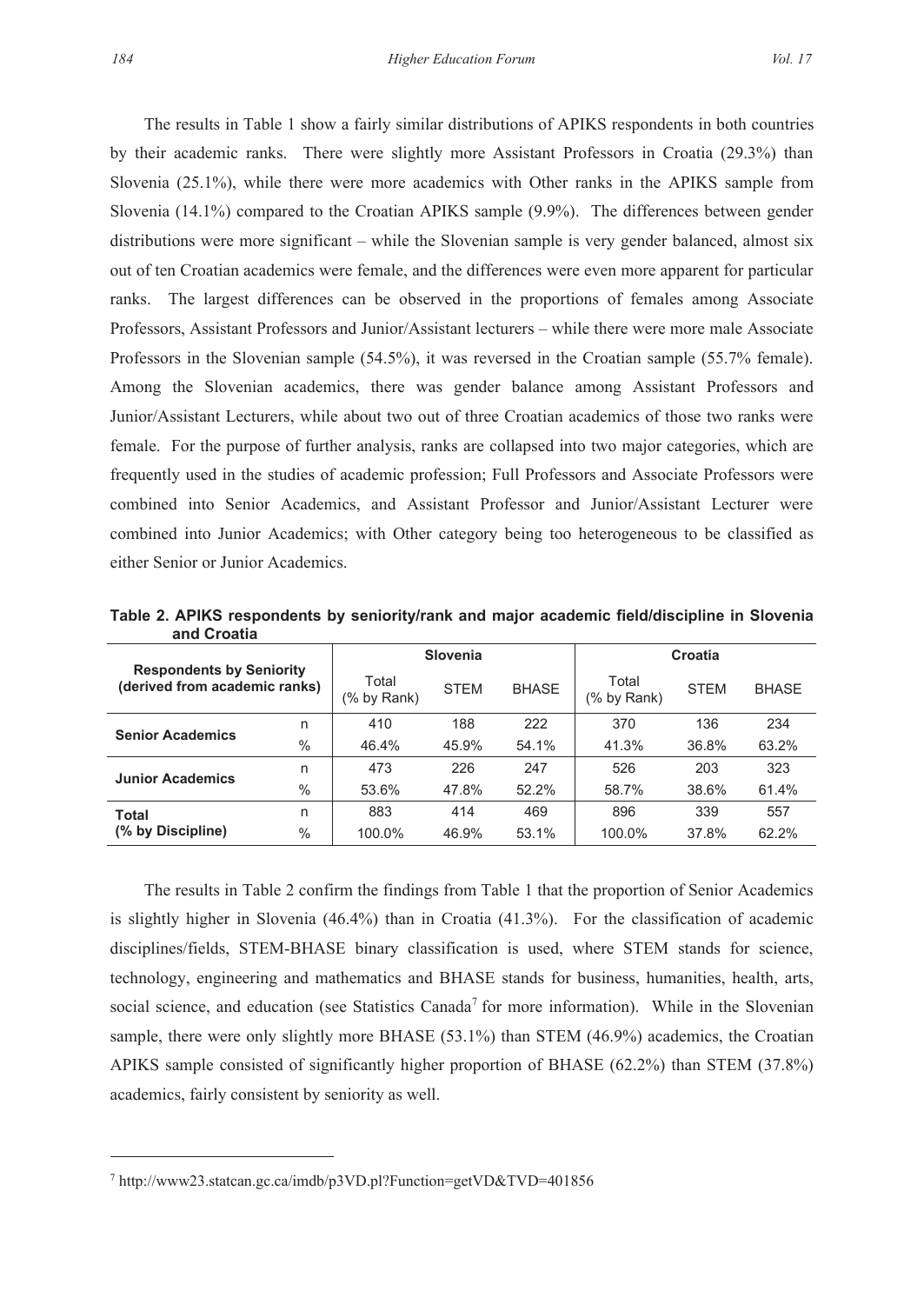The results in Table 1 show a fairly similar distributions of APIKS respondents in both countries by their academic ranks. There were slightly more Assistant Professors in Croatia (29.3%) than Slovenia (25.1%), while there were more academics with Other ranks in the APIKS sample from Slovenia (14.1%) compared to the Croatian APIKS sample (9.9%). The differences between gender distributions were more significant – while the Slovenian sample is very gender balanced, almost six out of ten Croatian academics were female, and the differences were even more apparent for particular ranks. The largest differences can be observed in the proportions of females among Associate Professors, Assistant Professors and Junior/Assistant lecturers – while there were more male Associate Professors in the Slovenian sample (54.5%), it was reversed in the Croatian sample (55.7% female). Among the Slovenian academics, there was gender balance among Assistant Professors and Junior/Assistant Lecturers, while about two out of three Croatian academics of those two ranks were female. For the purpose of further analysis, ranks are collapsed into two major categories, which are frequently used in the studies of academic profession; Full Professors and Associate Professors were combined into Senior Academics, and Assistant Professor and Junior/Assistant Lecturer were combined into Junior Academics; with Other category being too heterogeneous to be classified as either Senior or Junior Academics.

**Table 2. APIKS respondents by seniority/rank and major academic field/discipline in Slovenia and Croatia**

| Respondents by Seniority (derived from academic ranks) | | Slovenia | | | Croatia | | |
|---|---|---|---|---|---|---|---|
| | | Total (% by Rank) | STEM | BHASE | Total (% by Rank) | STEM | BHASE |
| **Senior Academics** | n | 410 | 188 | 222 | 370 | 136 | 234 |
| | % | 46.4% | 45.9% | 54.1% | 41.3% | 36.8% | 63.2% |
| **Junior Academics** | n | 473 | 226 | 247 | 526 | 203 | 323 |
| | % | 53.6% | 47.8% | 52.2% | 58.7% | 38.6% | 61.4% |
| **Total (% by Discipline)** | n | 883 | 414 | 469 | 896 | 339 | 557 |
| | % | 100.0% | 46.9% | 53.1% | 100.0% | 37.8% | 62.2% |

The results in Table 2 confirm the findings from Table 1 that the proportion of Senior Academics is slightly higher in Slovenia (46.4%) than in Croatia (41.3%). For the classification of academic disciplines/fields, STEM-BHASE binary classification is used, where STEM stands for science, technology, engineering and mathematics and BHASE stands for business, humanities, health, arts, social science, and education (see Statistics Canada[7] for more information). While in the Slovenian sample, there were only slightly more BHASE (53.1%) than STEM (46.9%) academics, the Croatian APIKS sample consisted of significantly higher proportion of BHASE (62.2%) than STEM (37.8%) academics, fairly consistent by seniority as well.

[7] http://www23.statcan.gc.ca/imdb/p3VD.pl?Function=getVD&TVD=401856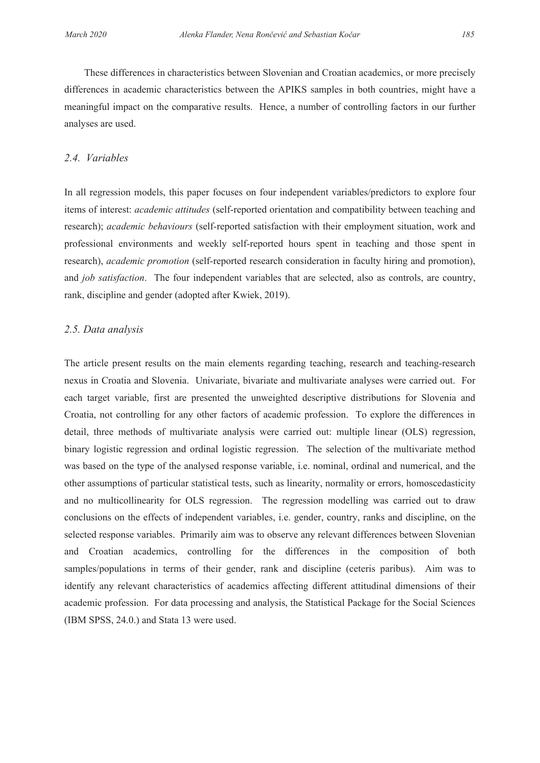These differences in characteristics between Slovenian and Croatian academics, or more precisely differences in academic characteristics between the APIKS samples in both countries, might have a meaningful impact on the comparative results. Hence, a number of controlling factors in our further analyses are used.

### *2.4. Variables*

In all regression models, this paper focuses on four independent variables/predictors to explore four items of interest: *academic attitudes* (self-reported orientation and compatibility between teaching and research); *academic behaviours* (self-reported satisfaction with their employment situation, work and professional environments and weekly self-reported hours spent in teaching and those spent in research), *academic promotion* (self-reported research consideration in faculty hiring and promotion), and *job satisfaction*. The four independent variables that are selected, also as controls, are country, rank, discipline and gender (adopted after Kwiek, 2019).

### *2.5. Data analysis*

The article present results on the main elements regarding teaching, research and teaching-research nexus in Croatia and Slovenia. Univariate, bivariate and multivariate analyses were carried out. For each target variable, first are presented the unweighted descriptive distributions for Slovenia and Croatia, not controlling for any other factors of academic profession. To explore the differences in detail, three methods of multivariate analysis were carried out: multiple linear (OLS) regression, binary logistic regression and ordinal logistic regression. The selection of the multivariate method was based on the type of the analysed response variable, i.e. nominal, ordinal and numerical, and the other assumptions of particular statistical tests, such as linearity, normality or errors, homoscedasticity and no multicollinearity for OLS regression. The regression modelling was carried out to draw conclusions on the effects of independent variables, i.e. gender, country, ranks and discipline, on the selected response variables. Primarily aim was to observe any relevant differences between Slovenian and Croatian academics, controlling for the differences in the composition of both samples/populations in terms of their gender, rank and discipline (ceteris paribus). Aim was to identify any relevant characteristics of academics affecting different attitudinal dimensions of their academic profession. For data processing and analysis, the Statistical Package for the Social Sciences (IBM SPSS, 24.0.) and Stata 13 were used.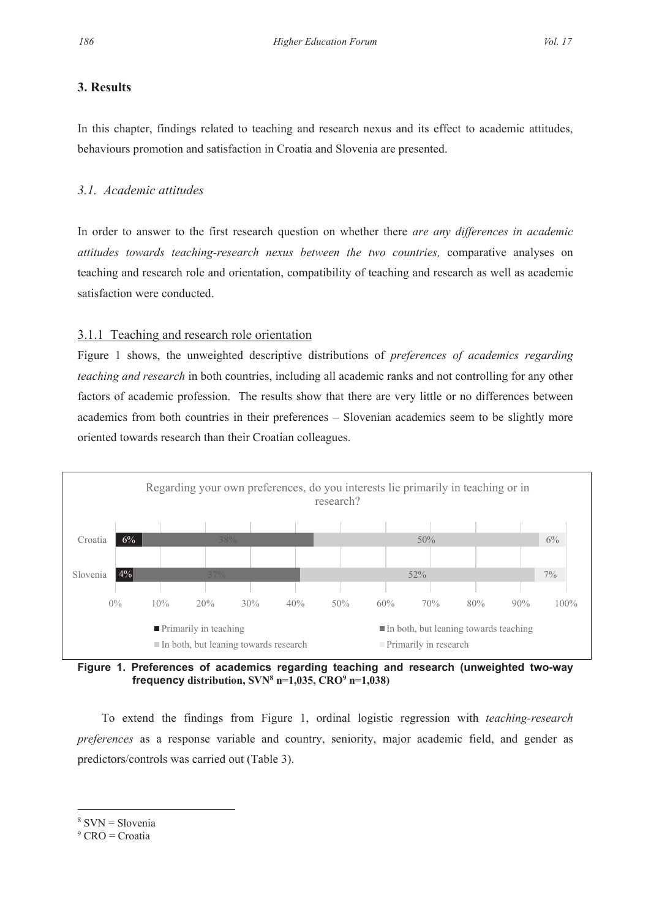## 3. Results

In this chapter, findings related to teaching and research nexus and its effect to academic attitudes, behaviours promotion and satisfaction in Croatia and Slovenia are presented.

### *3.1. Academic attitudes*

In order to answer to the first research question on whether there *are any differences in academic attitudes towards teaching-research nexus between the two countries,* comparative analyses on teaching and research role and orientation, compatibility of teaching and research as well as academic satisfaction were conducted.

#### 3.1.1 Teaching and research role orientation

Figure 1 shows, the unweighted descriptive distributions of *preferences of academics regarding teaching and research* in both countries, including all academic ranks and not controlling for any other factors of academic profession. The results show that there are very little or no differences between academics from both countries in their preferences – Slovenian academics seem to be slightly more oriented towards research than their Croatian colleagues.

Regarding your own preferences, do you interests lie primarily in teaching or in research?

| | Primarily in teaching | In both, but leaning towards teaching | In both, but leaning towards research | Primarily in research |
|---|---|---|---|---|
| Croatia | 6% | 38% | 50% | 6% |
| Slovenia | 4% | 37% | 52% | 7% |

**Figure 1. Preferences of academics regarding teaching and research (unweighted two-way frequency distribution, SVN[8] n=1,035, CRO[9] n=1,038)**

To extend the findings from Figure 1, ordinal logistic regression with *teaching-research preferences* as a response variable and country, seniority, major academic field, and gender as predictors/controls was carried out (Table 3).

[8] SVN = Slovenia

[9] CRO = Croatia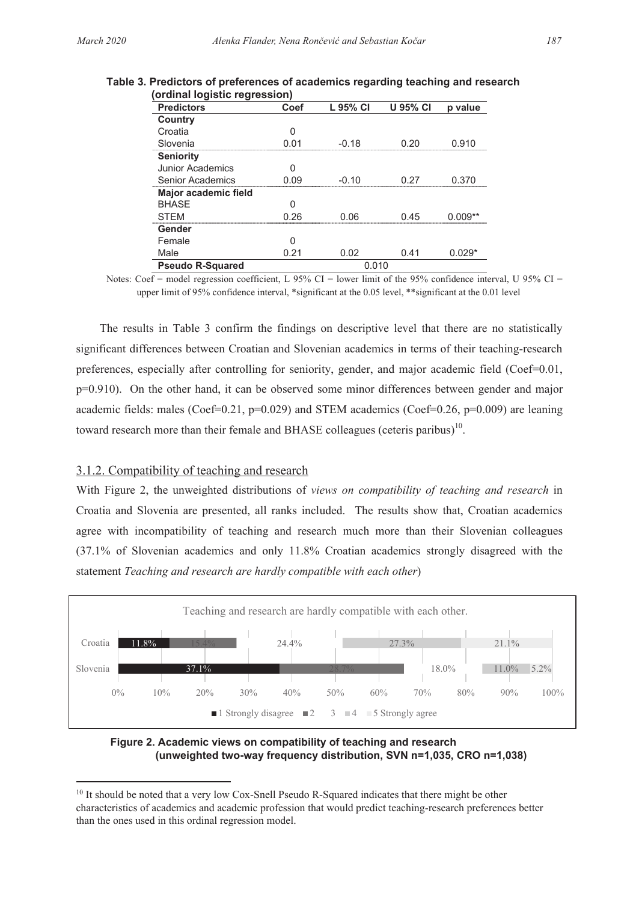**Table 3. Predictors of preferences of academics regarding teaching and research (ordinal logistic regression)**

| Predictors | Coef | L 95% CI | U 95% CI | p value |
|---|---|---|---|---|
| **Country** | | | | |
| Croatia | 0 | | | |
| Slovenia | 0.01 | -0.18 | 0.20 | 0.910 |
| **Seniority** | | | | |
| Junior Academics | 0 | | | |
| Senior Academics | 0.09 | -0.10 | 0.27 | 0.370 |
| **Major academic field** | | | | |
| BHASE | 0 | | | |
| STEM | 0.26 | 0.06 | 0.45 | 0.009** |
| **Gender** | | | | |
| Female | 0 | | | |
| Male | 0.21 | 0.02 | 0.41 | 0.029* |
| **Pseudo R-Squared** | 0.010 | | | |

Notes: Coef = model regression coefficient, L 95% CI = lower limit of the 95% confidence interval, U 95% CI = upper limit of 95% confidence interval, *significant at the 0.05 level, **significant at the 0.01 level

The results in Table 3 confirm the findings on descriptive level that there are no statistically significant differences between Croatian and Slovenian academics in terms of their teaching-research preferences, especially after controlling for seniority, gender, and major academic field (Coef=0.01, p=0.910). On the other hand, it can be observed some minor differences between gender and major academic fields: males (Coef=0.21, p=0.029) and STEM academics (Coef=0.26, p=0.009) are leaning toward research more than their female and BHASE colleagues (ceteris paribus)[10].

### 3.1.2. Compatibility of teaching and research

With Figure 2, the unweighted distributions of *views on compatibility of teaching and research* in Croatia and Slovenia are presented, all ranks included. The results show that, Croatian academics agree with incompatibility of teaching and research much more than their Slovenian colleagues (37.1% of Slovenian academics and only 11.8% Croatian academics strongly disagreed with the statement *Teaching and research are hardly compatible with each other*)

Teaching and research are hardly compatible with each other.

| | 1 Strongly disagree | 2 | 3 | 4 | 5 Strongly agree |
|---|---|---|---|---|---|
| Croatia | 11.8% | 15.4% | 24.4% | 27.3% | 21.1% |
| Slovenia | 37.1% | 28.7% | 18.0% | 11.0% | 5.2% |

**Figure 2. Academic views on compatibility of teaching and research (unweighted two-way frequency distribution, SVN n=1,035, CRO n=1,038)**

[10] It should be noted that a very low Cox-Snell Pseudo R-Squared indicates that there might be other characteristics of academics and academic profession that would predict teaching-research preferences better than the ones used in this ordinal regression model.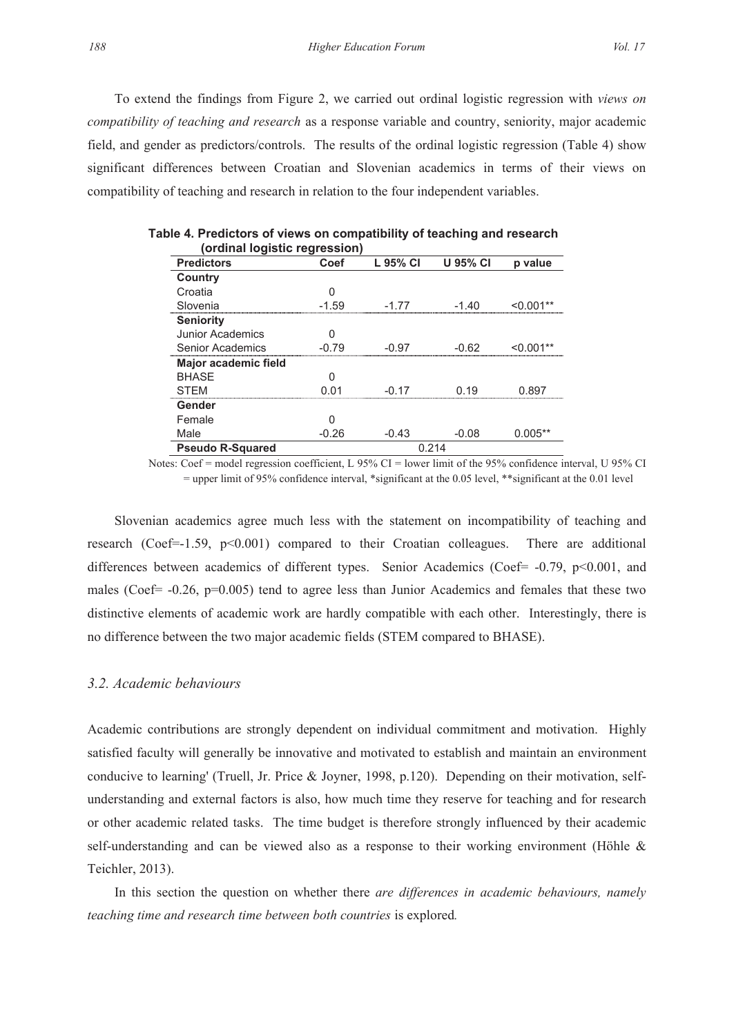To extend the findings from Figure 2, we carried out ordinal logistic regression with *views on compatibility of teaching and research* as a response variable and country, seniority, major academic field, and gender as predictors/controls. The results of the ordinal logistic regression (Table 4) show significant differences between Croatian and Slovenian academics in terms of their views on compatibility of teaching and research in relation to the four independent variables.

**Table 4. Predictors of views on compatibility of teaching and research (ordinal logistic regression)**

| Predictors | Coef | L 95% CI | U 95% CI | p value |
|---|---|---|---|---|
| **Country** | | | | |
| Croatia | 0 | | | |
| Slovenia | -1.59 | -1.77 | -1.40 | <0.001** |
| **Seniority** | | | | |
| Junior Academics | 0 | | | |
| Senior Academics | -0.79 | -0.97 | -0.62 | <0.001** |
| **Major academic field** | | | | |
| BHASE | 0 | | | |
| STEM | 0.01 | -0.17 | 0.19 | 0.897 |
| **Gender** | | | | |
| Female | 0 | | | |
| Male | -0.26 | -0.43 | -0.08 | 0.005** |
| **Pseudo R-Squared** | | 0.214 | | |

Notes: Coef = model regression coefficient, L 95% CI = lower limit of the 95% confidence interval, U 95% CI = upper limit of 95% confidence interval, *significant at the 0.05 level, **significant at the 0.01 level

Slovenian academics agree much less with the statement on incompatibility of teaching and research (Coef=-1.59, $p<0.001$) compared to their Croatian colleagues. There are additional differences between academics of different types. Senior Academics (Coef= -0.79, $p<0.001$, and males (Coef= -0.26, $p=0.005$) tend to agree less than Junior Academics and females that these two distinctive elements of academic work are hardly compatible with each other. Interestingly, there is no difference between the two major academic fields (STEM compared to BHASE).

### *3.2. Academic behaviours*

Academic contributions are strongly dependent on individual commitment and motivation. Highly satisfied faculty will generally be innovative and motivated to establish and maintain an environment conducive to learning' (Truell, Jr. Price & Joyner, 1998, p.120). Depending on their motivation, self-understanding and external factors is also, how much time they reserve for teaching and for research or other academic related tasks. The time budget is therefore strongly influenced by their academic self-understanding and can be viewed also as a response to their working environment (Höhle & Teichler, 2013).

In this section the question on whether there *are differences in academic behaviours, namely teaching time and research time between both countries* is explored*.*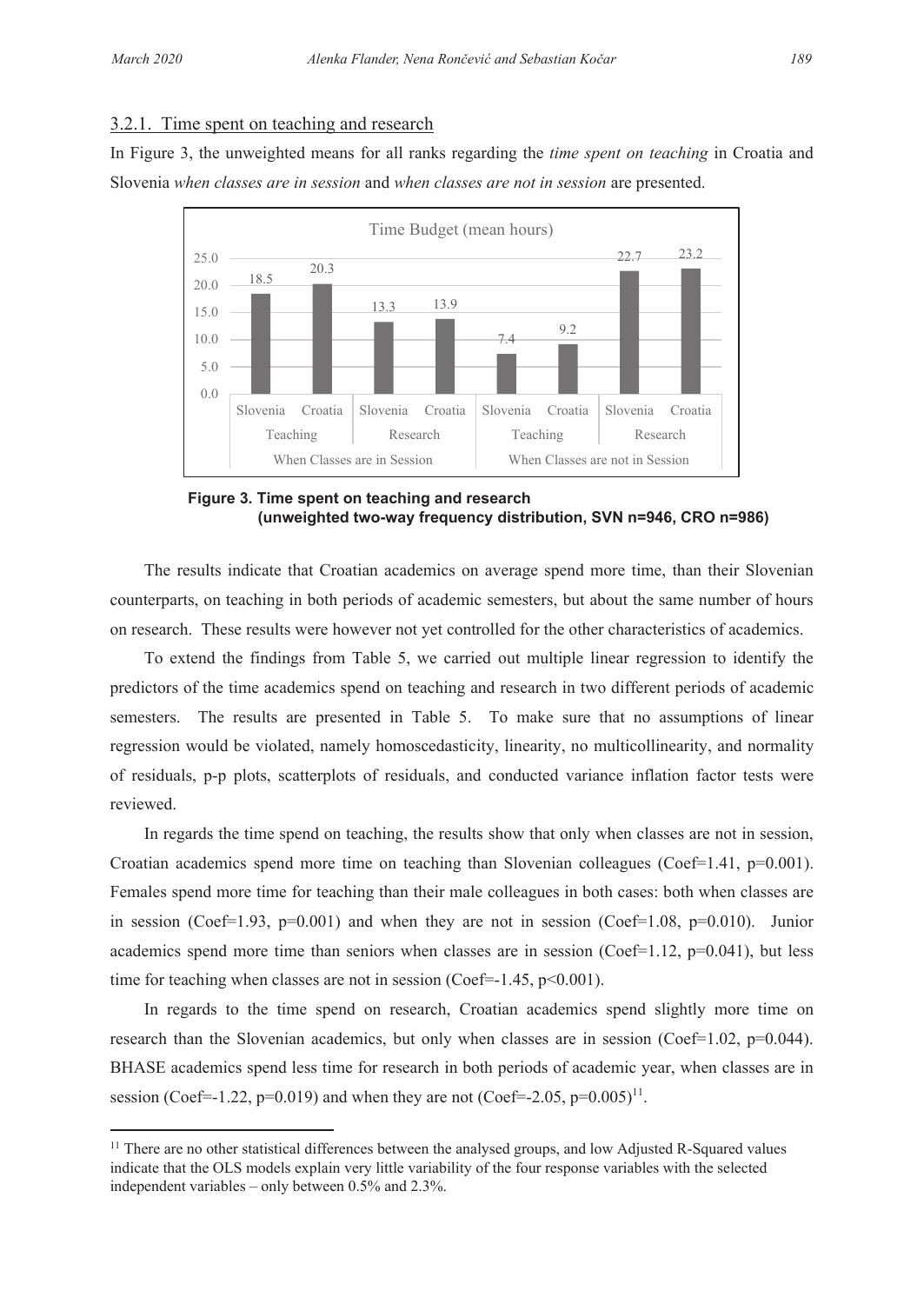### 3.2.1. Time spent on teaching and research

In Figure 3, the unweighted means for all ranks regarding the *time spent on teaching* in Croatia and Slovenia *when classes are in session* and *when classes are not in session* are presented.

**Figure 3. Time spent on teaching and research (unweighted two-way frequency distribution, SVN n=946, CRO n=986)**

The results indicate that Croatian academics on average spend more time, than their Slovenian counterparts, on teaching in both periods of academic semesters, but about the same number of hours on research. These results were however not yet controlled for the other characteristics of academics.

To extend the findings from Table 5, we carried out multiple linear regression to identify the predictors of the time academics spend on teaching and research in two different periods of academic semesters. The results are presented in Table 5. To make sure that no assumptions of linear regression would be violated, namely homoscedasticity, linearity, no multicollinearity, and normality of residuals, p-p plots, scatterplots of residuals, and conducted variance inflation factor tests were reviewed.

In regards the time spend on teaching, the results show that only when classes are not in session, Croatian academics spend more time on teaching than Slovenian colleagues (Coef=1.41, p=0.001). Females spend more time for teaching than their male colleagues in both cases: both when classes are in session (Coef=1.93, p=0.001) and when they are not in session (Coef=1.08, p=0.010). Junior academics spend more time than seniors when classes are in session (Coef=1.12, p=0.041), but less time for teaching when classes are not in session (Coef=-1.45, p<0.001).

In regards to the time spend on research, Croatian academics spend slightly more time on research than the Slovenian academics, but only when classes are in session (Coef=1.02, p=0.044). BHASE academics spend less time for research in both periods of academic year, when classes are in session (Coef=-1.22, p=0.019) and when they are not (Coef=-2.05, p=0.005)[11].

[11] There are no other statistical differences between the analysed groups, and low Adjusted R-Squared values indicate that the OLS models explain very little variability of the four response variables with the selected independent variables – only between 0.5% and 2.3%.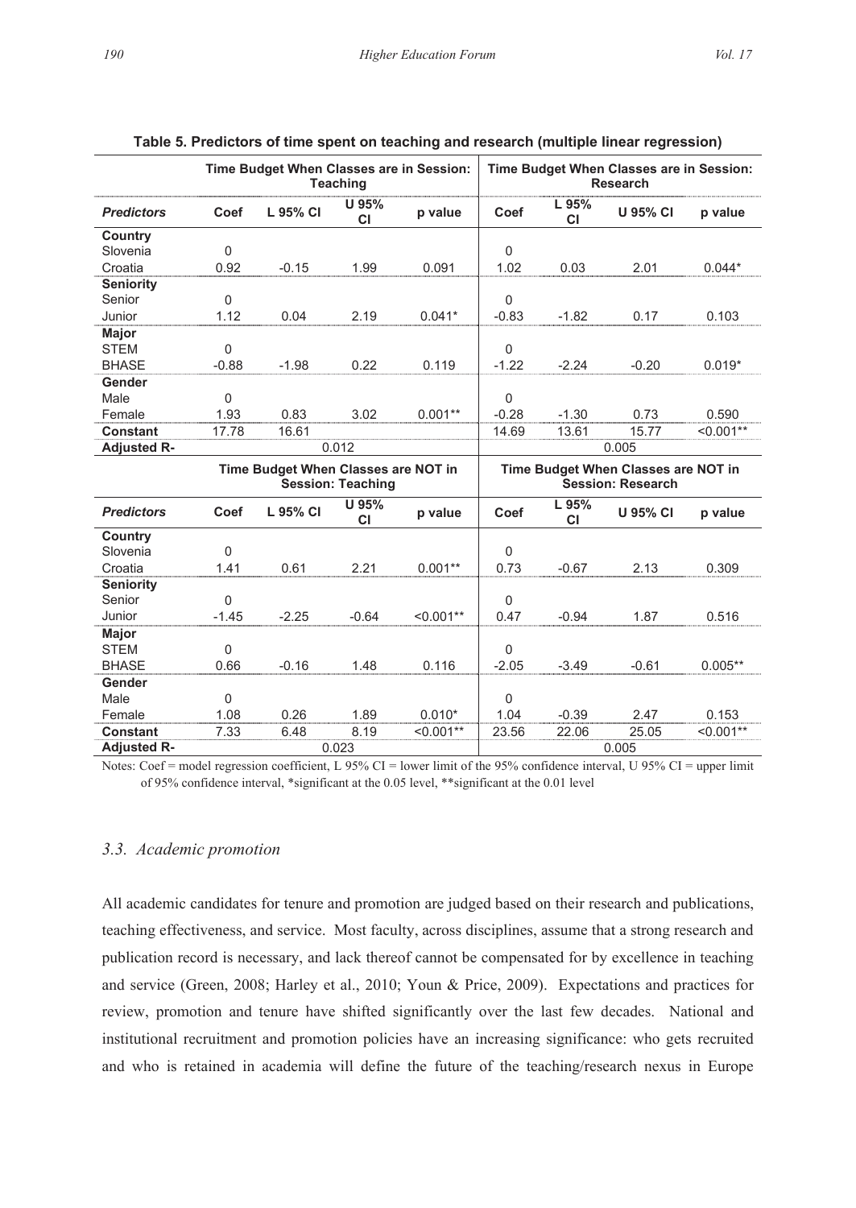**Table 5. Predictors of time spent on teaching and research (multiple linear regression)**

| | Time Budget When Classes are in Session: Teaching | | | | Time Budget When Classes are in Session: Research | | | |
|---|---|---|---|---|---|---|---|---|
| ***Predictors*** | **Coef** | **L 95% CI** | **U 95% CI** | **p value** | **Coef** | **L 95% CI** | **U 95% CI** | **p value** |
| **Country** | | | | | | | | |
| Slovenia | 0 | | | | 0 | | | |
| Croatia | 0.92 | -0.15 | 1.99 | 0.091 | 1.02 | 0.03 | 2.01 | 0.044* |
| **Seniority** | | | | | | | | |
| Senior | 0 | | | | 0 | | | |
| Junior | 1.12 | 0.04 | 2.19 | 0.041* | -0.83 | -1.82 | 0.17 | 0.103 |
| **Major** | | | | | | | | |
| STEM | 0 | | | | 0 | | | |
| BHASE | -0.88 | -1.98 | 0.22 | 0.119 | -1.22 | -2.24 | -0.20 | 0.019* |
| **Gender** | | | | | | | | |
| Male | 0 | | | | 0 | | | |
| Female | 1.93 | 0.83 | 3.02 | 0.001** | -0.28 | -1.30 | 0.73 | 0.590 |
| **Constant** | 17.78 | 16.61 | | | 14.69 | 13.61 | 15.77 | <0.001** |
| **Adjusted R-** | 0.012 | | | | 0.005 | | | |
| | **Time Budget When Classes are NOT in Session: Teaching** | | | | **Time Budget When Classes are NOT in Session: Research** | | | |
| ***Predictors*** | **Coef** | **L 95% CI** | **U 95% CI** | **p value** | **Coef** | **L 95% CI** | **U 95% CI** | **p value** |
| **Country** | | | | | | | | |
| Slovenia | 0 | | | | 0 | | | |
| Croatia | 1.41 | 0.61 | 2.21 | 0.001** | 0.73 | -0.67 | 2.13 | 0.309 |
| **Seniority** | | | | | | | | |
| Senior | 0 | | | | 0 | | | |
| Junior | -1.45 | -2.25 | -0.64 | <0.001** | 0.47 | -0.94 | 1.87 | 0.516 |
| **Major** | | | | | | | | |
| STEM | 0 | | | | 0 | | | |
| BHASE | 0.66 | -0.16 | 1.48 | 0.116 | -2.05 | -3.49 | -0.61 | 0.005** |
| **Gender** | | | | | | | | |
| Male | 0 | | | | 0 | | | |
| Female | 1.08 | 0.26 | 1.89 | 0.010* | 1.04 | -0.39 | 2.47 | 0.153 |
| **Constant** | 7.33 | 6.48 | 8.19 | <0.001** | 23.56 | 22.06 | 25.05 | <0.001** |
| **Adjusted R-** | 0.023 | | | | 0.005 | | | |

Notes: Coef = model regression coefficient, L 95% CI = lower limit of the 95% confidence interval, U 95% CI = upper limit of 95% confidence interval, *significant at the 0.05 level, **significant at the 0.01 level

### *3.3. Academic promotion*

All academic candidates for tenure and promotion are judged based on their research and publications, teaching effectiveness, and service. Most faculty, across disciplines, assume that a strong research and publication record is necessary, and lack thereof cannot be compensated for by excellence in teaching and service (Green, 2008; Harley et al., 2010; Youn & Price, 2009). Expectations and practices for review, promotion and tenure have shifted significantly over the last few decades. National and institutional recruitment and promotion policies have an increasing significance: who gets recruited and who is retained in academia will define the future of the teaching/research nexus in Europe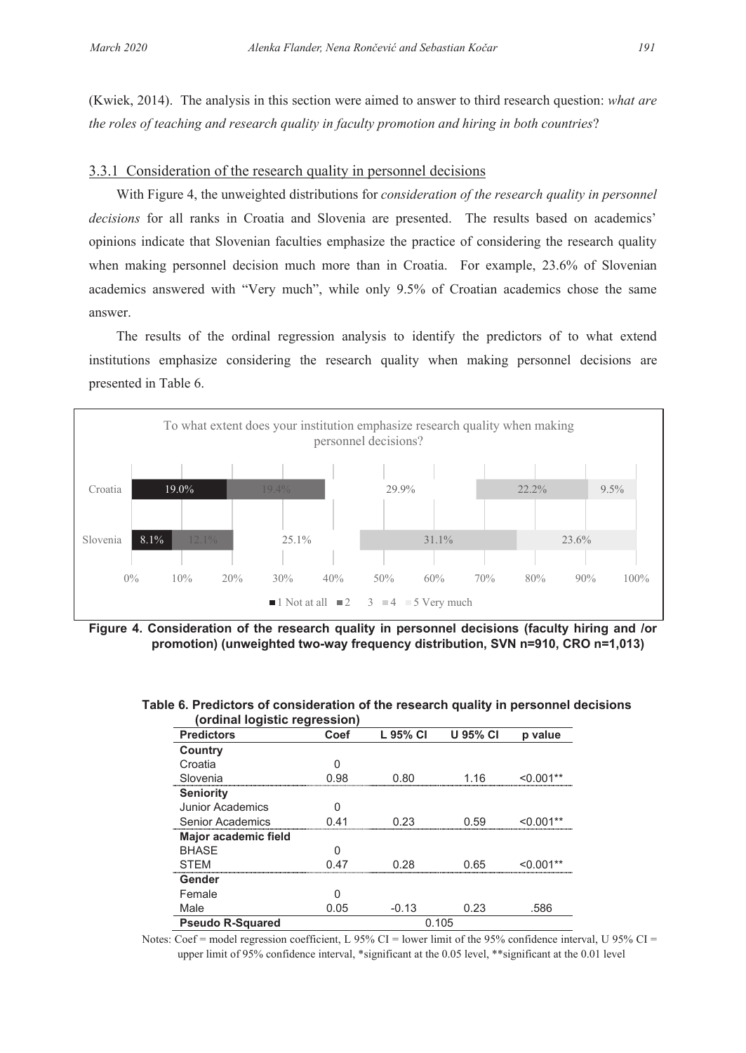(Kwiek, 2014). The analysis in this section were aimed to answer to third research question: *what are the roles of teaching and research quality in faculty promotion and hiring in both countries*?

### 3.3.1 Consideration of the research quality in personnel decisions

With Figure 4, the unweighted distributions for *consideration of the research quality in personnel decisions* for all ranks in Croatia and Slovenia are presented. The results based on academics' opinions indicate that Slovenian faculties emphasize the practice of considering the research quality when making personnel decision much more than in Croatia. For example, 23.6% of Slovenian academics answered with "Very much", while only 9.5% of Croatian academics chose the same answer.

The results of the ordinal regression analysis to identify the predictors of to what extend institutions emphasize considering the research quality when making personnel decisions are presented in Table 6.

To what extent does your institution emphasize research quality when making personnel decisions?

| | 1 Not at all | 2 | 3 | 4 | 5 Very much |
|---|---|---|---|---|---|
| Croatia | 19.0% | 19.4% | 29.9% | 22.2% | 9.5% |
| Slovenia | 8.1% | 12.1% | 25.1% | 31.1% | 23.6% |

**Figure 4. Consideration of the research quality in personnel decisions (faculty hiring and /or promotion) (unweighted two-way frequency distribution, SVN n=910, CRO n=1,013)**

**Table 6. Predictors of consideration of the research quality in personnel decisions (ordinal logistic regression)**

| Predictors | Coef | L 95% CI | U 95% CI | p value |
|---|---|---|---|---|
| **Country** | | | | |
| Croatia | 0 | | | |
| Slovenia | 0.98 | 0.80 | 1.16 | <0.001** |
| **Seniority** | | | | |
| Junior Academics | 0 | | | |
| Senior Academics | 0.41 | 0.23 | 0.59 | <0.001** |
| **Major academic field** | | | | |
| BHASE | 0 | | | |
| STEM | 0.47 | 0.28 | 0.65 | <0.001** |
| **Gender** | | | | |
| Female | 0 | | | |
| Male | 0.05 | -0.13 | 0.23 | .586 |
| **Pseudo R-Squared** | | 0.105 | | |

Notes: Coef = model regression coefficient, L 95% CI = lower limit of the 95% confidence interval, U 95% CI = upper limit of 95% confidence interval, *significant at the 0.05 level, **significant at the 0.01 level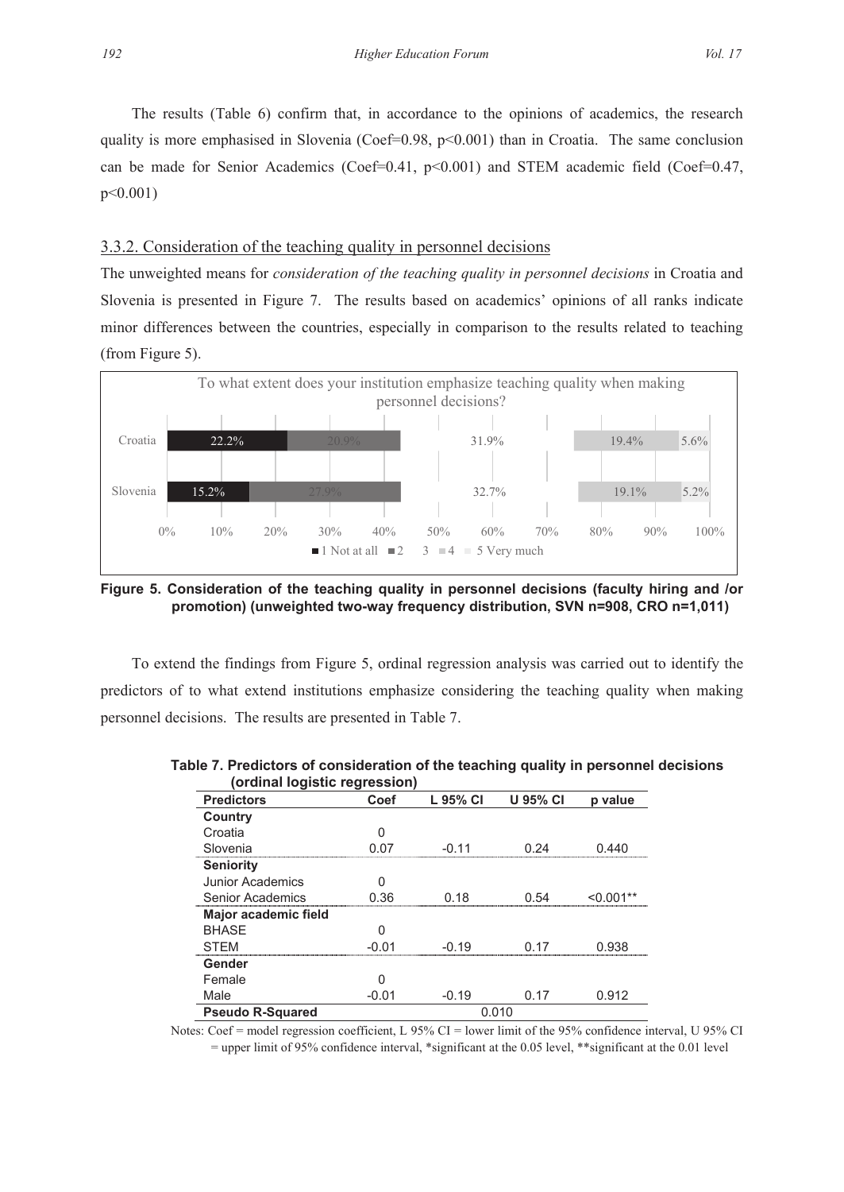The results (Table 6) confirm that, in accordance to the opinions of academics, the research quality is more emphasised in Slovenia (Coef=0.98, p<0.001) than in Croatia. The same conclusion can be made for Senior Academics (Coef=0.41, p<0.001) and STEM academic field (Coef=0.47, p<0.001)

### 3.3.2. Consideration of the teaching quality in personnel decisions

The unweighted means for *consideration of the teaching quality in personnel decisions* in Croatia and Slovenia is presented in Figure 7. The results based on academics' opinions of all ranks indicate minor differences between the countries, especially in comparison to the results related to teaching (from Figure 5).

To what extent does your institution emphasize teaching quality when making personnel decisions?

| | 1 Not at all | 2 | 3 | 4 | 5 Very much |
|---|---|---|---|---|---|
| Croatia | 22.2% | 20.9% | 31.9% | 19.4% | 5.6% |
| Slovenia | 15.2% | 27.9% | 32.7% | 19.1% | 5.2% |

**Figure 5. Consideration of the teaching quality in personnel decisions (faculty hiring and /or promotion) (unweighted two-way frequency distribution, SVN n=908, CRO n=1,011)**

To extend the findings from Figure 5, ordinal regression analysis was carried out to identify the predictors of to what extend institutions emphasize considering the teaching quality when making personnel decisions. The results are presented in Table 7.

**Table 7. Predictors of consideration of the teaching quality in personnel decisions (ordinal logistic regression)**

| Predictors | Coef | L 95% CI | U 95% CI | p value |
|---|---|---|---|---|
| **Country** | | | | |
| Croatia | 0 | | | |
| Slovenia | 0.07 | -0.11 | 0.24 | 0.440 |
| **Seniority** | | | | |
| Junior Academics | 0 | | | |
| Senior Academics | 0.36 | 0.18 | 0.54 | <0.001** |
| **Major academic field** | | | | |
| BHASE | 0 | | | |
| STEM | -0.01 | -0.19 | 0.17 | 0.938 |
| **Gender** | | | | |
| Female | 0 | | | |
| Male | -0.01 | -0.19 | 0.17 | 0.912 |
| **Pseudo R-Squared** | | 0.010 | | |

Notes: Coef = model regression coefficient, L 95% CI = lower limit of the 95% confidence interval, U 95% CI = upper limit of 95% confidence interval, *significant at the 0.05 level, **significant at the 0.01 level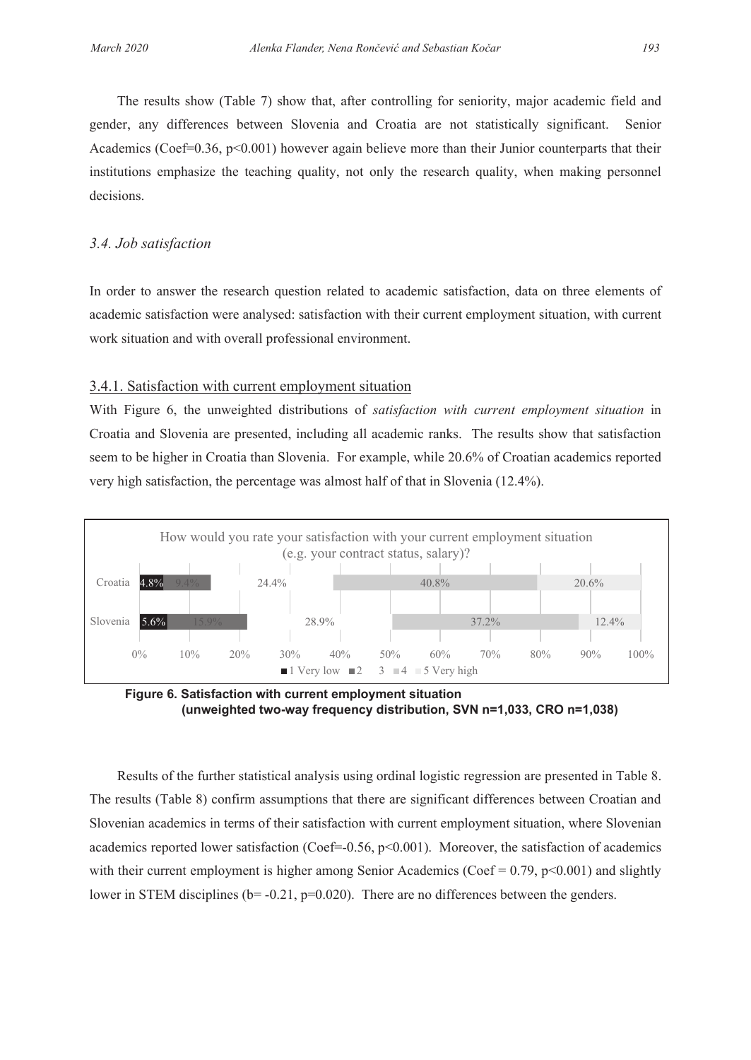The results show (Table 7) show that, after controlling for seniority, major academic field and gender, any differences between Slovenia and Croatia are not statistically significant. Senior Academics (Coef=0.36, $p<0.001$) however again believe more than their Junior counterparts that their institutions emphasize the teaching quality, not only the research quality, when making personnel decisions.

### *3.4. Job satisfaction*

In order to answer the research question related to academic satisfaction, data on three elements of academic satisfaction were analysed: satisfaction with their current employment situation, with current work situation and with overall professional environment.

#### 3.4.1. Satisfaction with current employment situation

With Figure 6, the unweighted distributions of *satisfaction with current employment situation* in Croatia and Slovenia are presented, including all academic ranks. The results show that satisfaction seem to be higher in Croatia than Slovenia. For example, while 20.6% of Croatian academics reported very high satisfaction, the percentage was almost half of that in Slovenia (12.4%).

How would you rate your satisfaction with your current employment situation (e.g. your contract status, salary)?

| | 1 Very low | 2 | 3 | 4 | 5 Very high |
|---|---|---|---|---|---|
| Croatia | 4.8% | 9.4% | 24.4% | 40.8% | 20.6% |
| Slovenia | 5.6% | 15.9% | 28.9% | 37.2% | 12.4% |

**Figure 6. Satisfaction with current employment situation (unweighted two-way frequency distribution, SVN n=1,033, CRO n=1,038)**

Results of the further statistical analysis using ordinal logistic regression are presented in Table 8. The results (Table 8) confirm assumptions that there are significant differences between Croatian and Slovenian academics in terms of their satisfaction with current employment situation, where Slovenian academics reported lower satisfaction (Coef=-0.56, $p<0.001$). Moreover, the satisfaction of academics with their current employment is higher among Senior Academics (Coef = 0.79, $p<0.001$) and slightly lower in STEM disciplines ($b= -0.21$, $p=0.020$). There are no differences between the genders.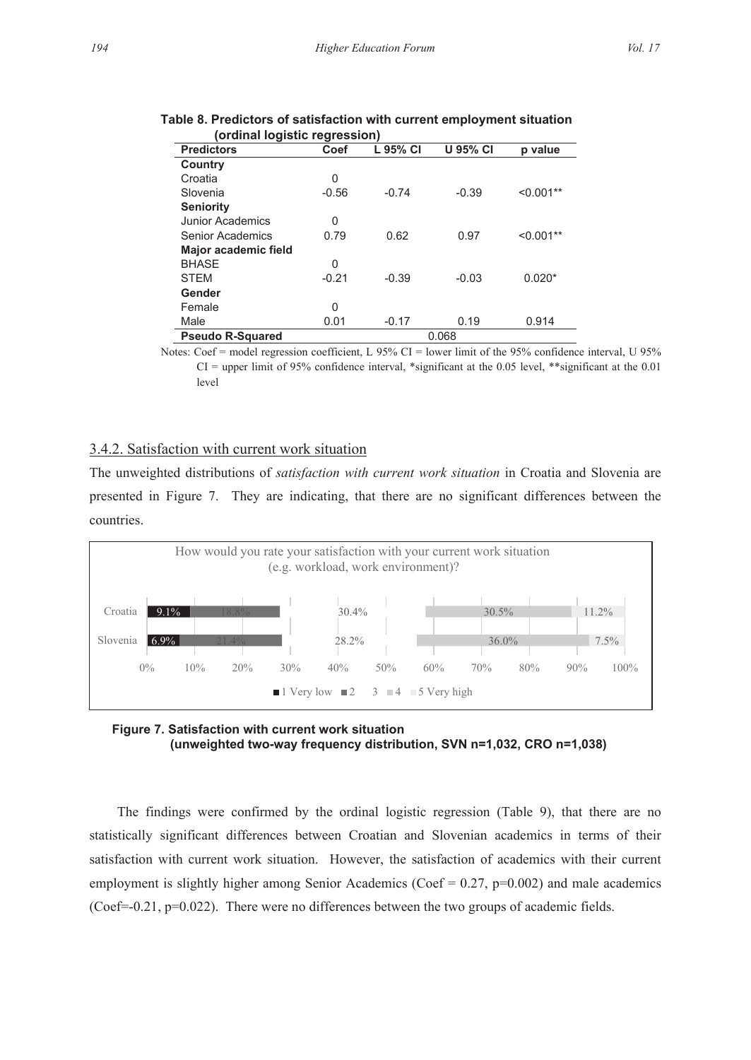**Table 8. Predictors of satisfaction with current employment situation (ordinal logistic regression)**

| Predictors | Coef | L 95% CI | U 95% CI | p value |
|---|---|---|---|---|
| **Country** | | | | |
| Croatia | 0 | | | |
| Slovenia | -0.56 | -0.74 | -0.39 | <0.001** |
| **Seniority** | | | | |
| Junior Academics | 0 | | | |
| Senior Academics | 0.79 | 0.62 | 0.97 | <0.001** |
| **Major academic field** | | | | |
| BHASE | 0 | | | |
| STEM | -0.21 | -0.39 | -0.03 | 0.020* |
| **Gender** | | | | |
| Female | 0 | | | |
| Male | 0.01 | -0.17 | 0.19 | 0.914 |
| **Pseudo R-Squared** | | | 0.068 | |

Notes: Coef = model regression coefficient, L 95% CI = lower limit of the 95% confidence interval, U 95% CI = upper limit of 95% confidence interval, *significant at the 0.05 level, **significant at the 0.01 level

### 3.4.2. Satisfaction with current work situation

The unweighted distributions of *satisfaction with current work situation* in Croatia and Slovenia are presented in Figure 7. They are indicating, that there are no significant differences between the countries.

How would you rate your satisfaction with your current work situation (e.g. workload, work environment)?

| | 1 Very low | 2 | 3 | 4 | 5 Very high |
|---|---|---|---|---|---|
| Croatia | 9.1% | 18.8% | 30.4% | 30.5% | 11.2% |
| Slovenia | 6.9% | 21.4% | 28.2% | 36.0% | 7.5% |

**Figure 7. Satisfaction with current work situation (unweighted two-way frequency distribution, SVN n=1,032, CRO n=1,038)**

The findings were confirmed by the ordinal logistic regression (Table 9), that there are no statistically significant differences between Croatian and Slovenian academics in terms of their satisfaction with current work situation. However, the satisfaction of academics with their current employment is slightly higher among Senior Academics (Coef = 0.27, $p=0.002$) and male academics (Coef=-0.21, $p=0.022$). There were no differences between the two groups of academic fields.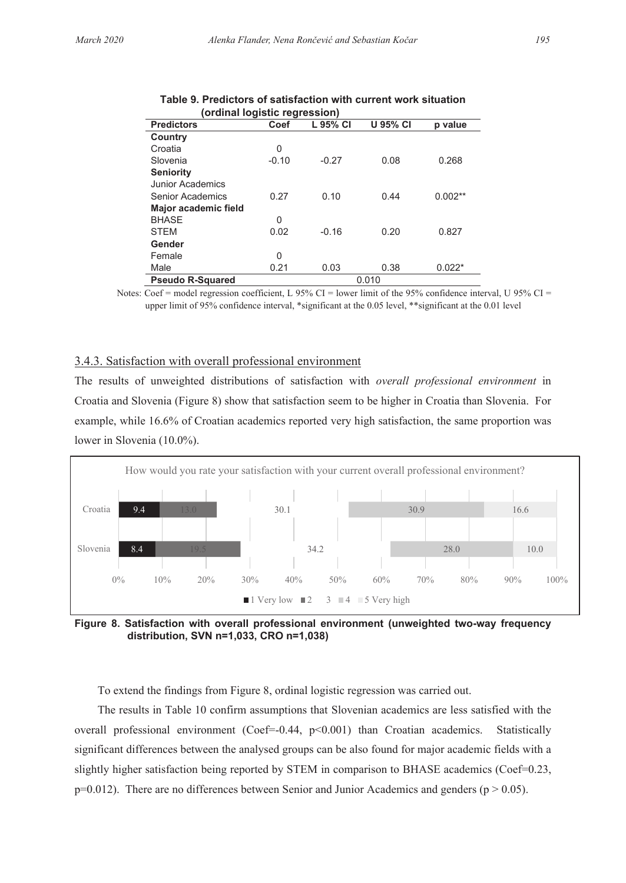**Table 9. Predictors of satisfaction with current work situation (ordinal logistic regression)**

| Predictors | Coef | L 95% CI | U 95% CI | p value |
|---|---|---|---|---|
| **Country** | | | | |
| Croatia | 0 | | | |
| Slovenia | -0.10 | -0.27 | 0.08 | 0.268 |
| **Seniority** | | | | |
| Junior Academics | | | | |
| Senior Academics | 0.27 | 0.10 | 0.44 | 0.002** |
| **Major academic field** | | | | |
| BHASE | 0 | | | |
| STEM | 0.02 | -0.16 | 0.20 | 0.827 |
| **Gender** | | | | |
| Female | 0 | | | |
| Male | 0.21 | 0.03 | 0.38 | 0.022* |
| **Pseudo R-Squared** | | | 0.010 | |

Notes: Coef = model regression coefficient, L 95% CI = lower limit of the 95% confidence interval, U 95% CI = upper limit of 95% confidence interval, *significant at the 0.05 level, **significant at the 0.01 level

### 3.4.3. Satisfaction with overall professional environment

The results of unweighted distributions of satisfaction with *overall professional environment* in Croatia and Slovenia (Figure 8) show that satisfaction seem to be higher in Croatia than Slovenia. For example, while 16.6% of Croatian academics reported very high satisfaction, the same proportion was lower in Slovenia (10.0%).

How would you rate your satisfaction with your current overall professional environment?

| | 1 Very low | 2 | 3 | 4 | 5 Very high |
|---|---|---|---|---|---|
| Croatia | 9.4 | 13.0 | 30.1 | 30.9 | 16.6 |
| Slovenia | 8.4 | 19.5 | 34.2 | 28.0 | 10.0 |

**Figure 8. Satisfaction with overall professional environment (unweighted two-way frequency distribution, SVN n=1,033, CRO n=1,038)**

To extend the findings from Figure 8, ordinal logistic regression was carried out.

The results in Table 10 confirm assumptions that Slovenian academics are less satisfied with the overall professional environment (Coef=-0.44, $p<0.001$) than Croatian academics. Statistically significant differences between the analysed groups can be also found for major academic fields with a slightly higher satisfaction being reported by STEM in comparison to BHASE academics (Coef=0.23, $p=0.012$). There are no differences between Senior and Junior Academics and genders ($p > 0.05$).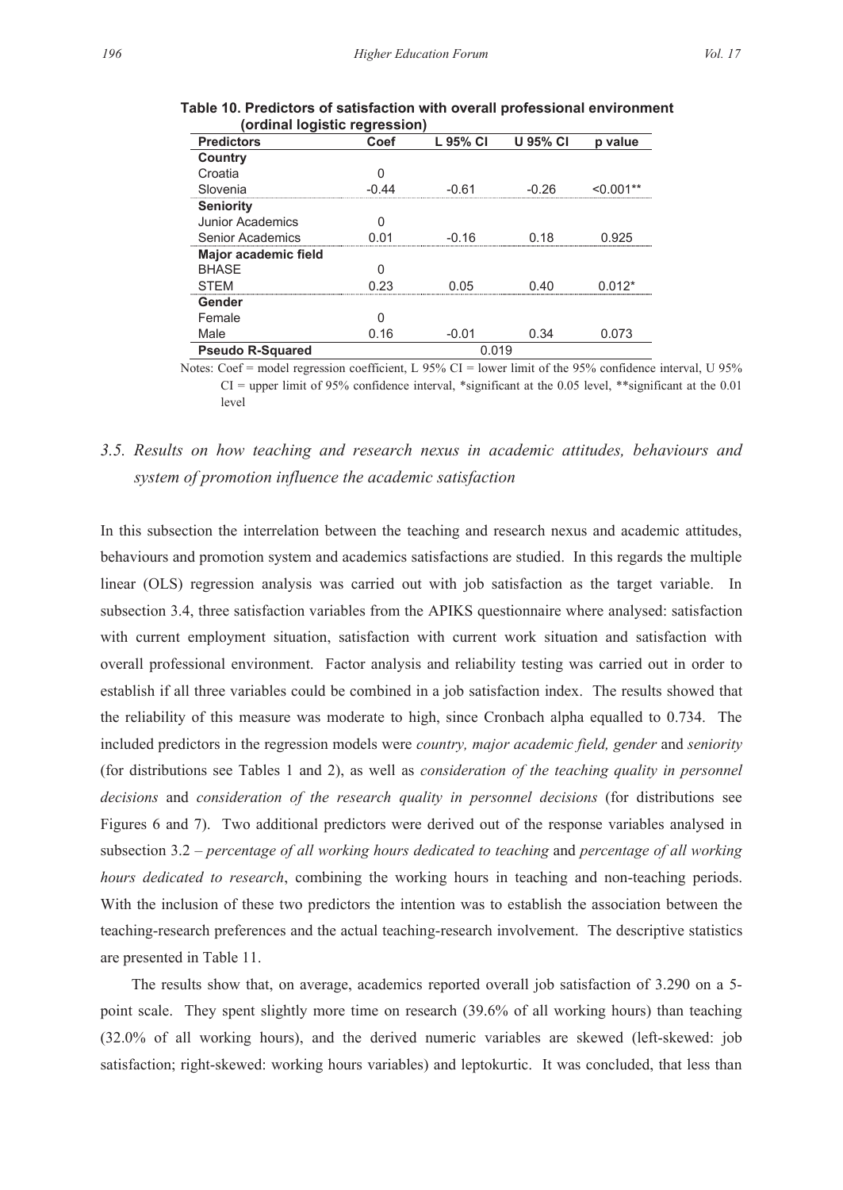**Table 10. Predictors of satisfaction with overall professional environment (ordinal logistic regression)**

| Predictors | Coef | L 95% CI | U 95% CI | p value |
|---|---|---|---|---|
| **Country** | | | | |
| Croatia | 0 | | | |
| Slovenia | -0.44 | -0.61 | -0.26 | <0.001** |
| **Seniority** | | | | |
| Junior Academics | 0 | | | |
| Senior Academics | 0.01 | -0.16 | 0.18 | 0.925 |
| **Major academic field** | | | | |
| BHASE | 0 | | | |
| STEM | 0.23 | 0.05 | 0.40 | 0.012* |
| **Gender** | | | | |
| Female | 0 | | | |
| Male | 0.16 | -0.01 | 0.34 | 0.073 |
| **Pseudo R-Squared** | 0.019 | | | |

Notes: Coef = model regression coefficient, L 95% CI = lower limit of the 95% confidence interval, U 95% CI = upper limit of 95% confidence interval, *significant at the 0.05 level, **significant at the 0.01 level

### *3.5. Results on how teaching and research nexus in academic attitudes, behaviours and system of promotion influence the academic satisfaction*

In this subsection the interrelation between the teaching and research nexus and academic attitudes, behaviours and promotion system and academics satisfactions are studied. In this regards the multiple linear (OLS) regression analysis was carried out with job satisfaction as the target variable. In subsection 3.4, three satisfaction variables from the APIKS questionnaire where analysed: satisfaction with current employment situation, satisfaction with current work situation and satisfaction with overall professional environment. Factor analysis and reliability testing was carried out in order to establish if all three variables could be combined in a job satisfaction index. The results showed that the reliability of this measure was moderate to high, since Cronbach alpha equalled to 0.734. The included predictors in the regression models were *country, major academic field, gender* and *seniority* (for distributions see Tables 1 and 2), as well as *consideration of the teaching quality in personnel decisions* and *consideration of the research quality in personnel decisions* (for distributions see Figures 6 and 7). Two additional predictors were derived out of the response variables analysed in subsection 3.2 – *percentage of all working hours dedicated to teaching* and *percentage of all working hours dedicated to research*, combining the working hours in teaching and non-teaching periods. With the inclusion of these two predictors the intention was to establish the association between the teaching-research preferences and the actual teaching-research involvement. The descriptive statistics are presented in Table 11.

The results show that, on average, academics reported overall job satisfaction of 3.290 on a 5-point scale. They spent slightly more time on research (39.6% of all working hours) than teaching (32.0% of all working hours), and the derived numeric variables are skewed (left-skewed: job satisfaction; right-skewed: working hours variables) and leptokurtic. It was concluded, that less than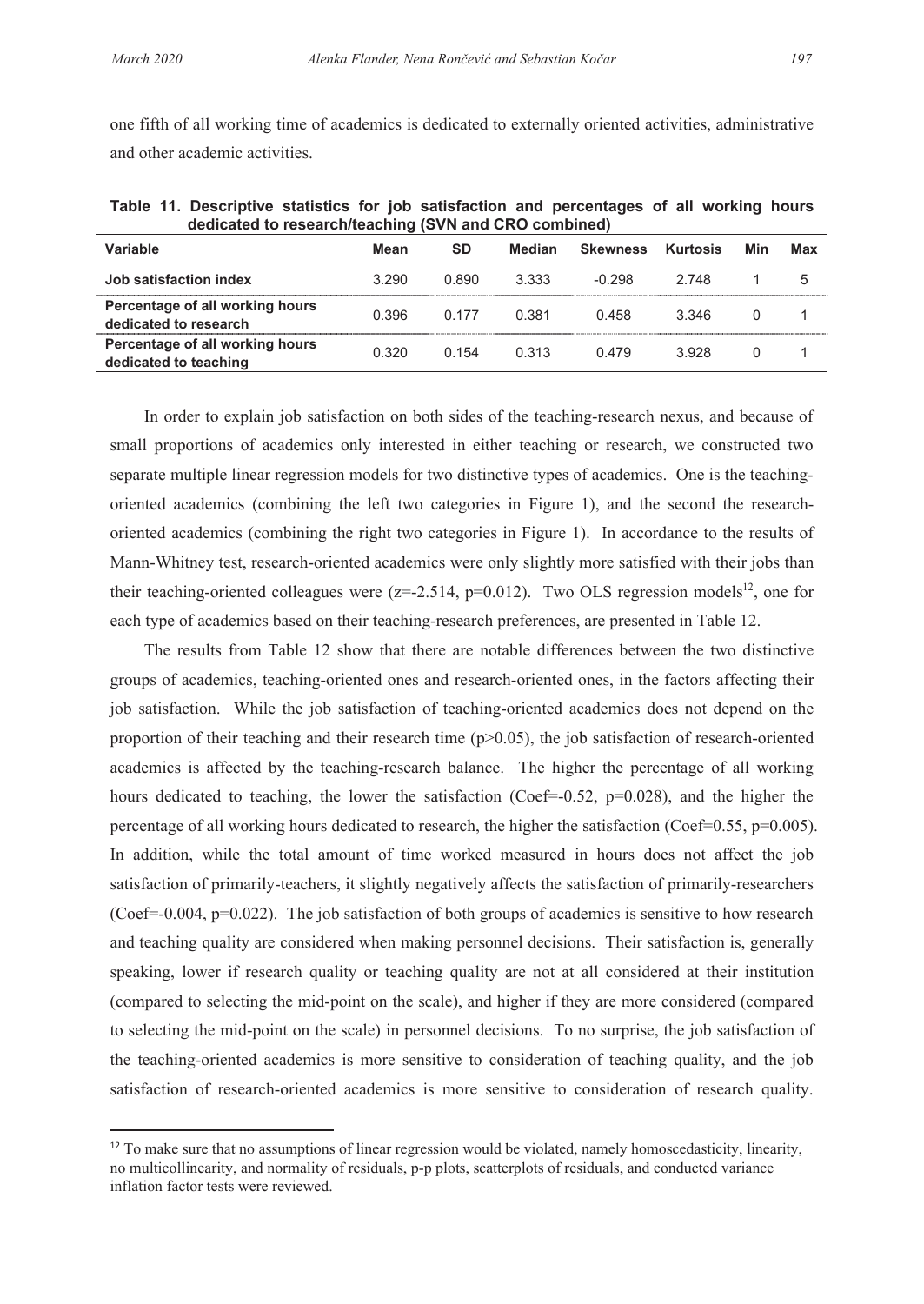one fifth of all working time of academics is dedicated to externally oriented activities, administrative and other academic activities.

**Table 11. Descriptive statistics for job satisfaction and percentages of all working hours dedicated to research/teaching (SVN and CRO combined)**

| Variable | Mean | SD | Median | Skewness | Kurtosis | Min | Max |
|---|---|---|---|---|---|---|---|
| **Job satisfaction index** | 3.290 | 0.890 | 3.333 | -0.298 | 2.748 | 1 | 5 |
| **Percentage of all working hours dedicated to research** | 0.396 | 0.177 | 0.381 | 0.458 | 3.346 | 0 | 1 |
| **Percentage of all working hours dedicated to teaching** | 0.320 | 0.154 | 0.313 | 0.479 | 3.928 | 0 | 1 |

In order to explain job satisfaction on both sides of the teaching-research nexus, and because of small proportions of academics only interested in either teaching or research, we constructed two separate multiple linear regression models for two distinctive types of academics. One is the teaching-oriented academics (combining the left two categories in Figure 1), and the second the research-oriented academics (combining the right two categories in Figure 1). In accordance to the results of Mann-Whitney test, research-oriented academics were only slightly more satisfied with their jobs than their teaching-oriented colleagues were ($z=-2.514$, $p=0.012$). Two OLS regression models[12], one for each type of academics based on their teaching-research preferences, are presented in Table 12.

The results from Table 12 show that there are notable differences between the two distinctive groups of academics, teaching-oriented ones and research-oriented ones, in the factors affecting their job satisfaction. While the job satisfaction of teaching-oriented academics does not depend on the proportion of their teaching and their research time ($p>0.05$), the job satisfaction of research-oriented academics is affected by the teaching-research balance. The higher the percentage of all working hours dedicated to teaching, the lower the satisfaction (Coef=-0.52, $p=0.028$), and the higher the percentage of all working hours dedicated to research, the higher the satisfaction (Coef=0.55, $p=0.005$). In addition, while the total amount of time worked measured in hours does not affect the job satisfaction of primarily-teachers, it slightly negatively affects the satisfaction of primarily-researchers (Coef=-0.004, $p=0.022$). The job satisfaction of both groups of academics is sensitive to how research and teaching quality are considered when making personnel decisions. Their satisfaction is, generally speaking, lower if research quality or teaching quality are not at all considered at their institution (compared to selecting the mid-point on the scale), and higher if they are more considered (compared to selecting the mid-point on the scale) in personnel decisions. To no surprise, the job satisfaction of the teaching-oriented academics is more sensitive to consideration of teaching quality, and the job satisfaction of research-oriented academics is more sensitive to consideration of research quality.

[12] To make sure that no assumptions of linear regression would be violated, namely homoscedasticity, linearity, no multicollinearity, and normality of residuals, p-p plots, scatterplots of residuals, and conducted variance inflation factor tests were reviewed.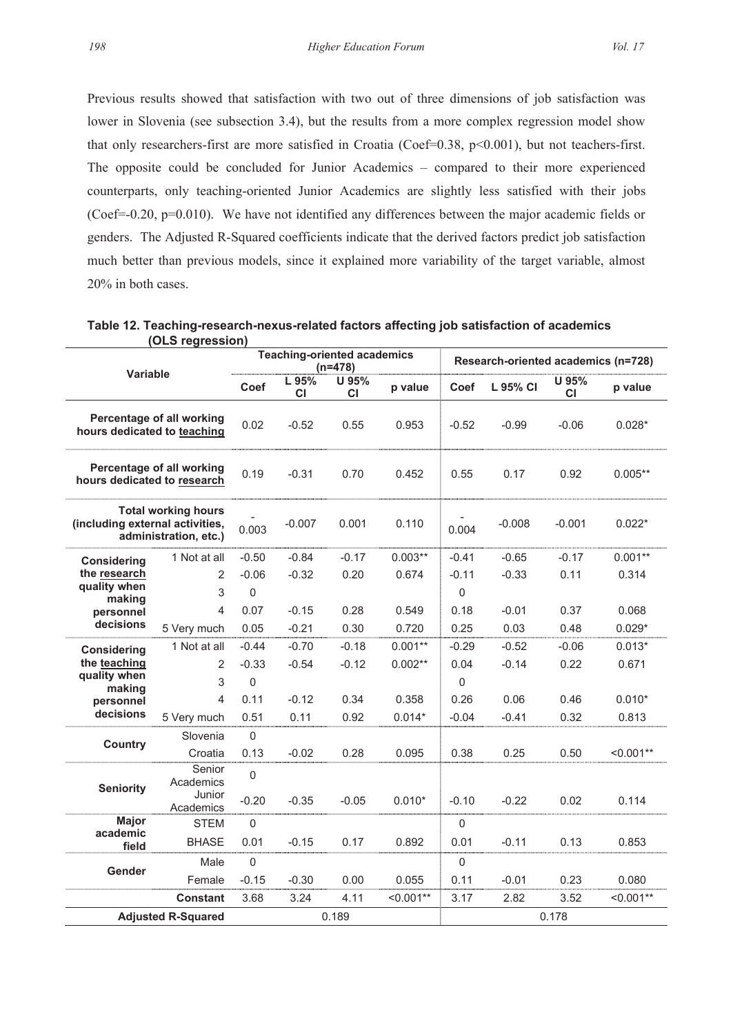Previous results showed that satisfaction with two out of three dimensions of job satisfaction was lower in Slovenia (see subsection 3.4), but the results from a more complex regression model show that only researchers-first are more satisfied in Croatia (Coef=0.38, $p<0.001$), but not teachers-first. The opposite could be concluded for Junior Academics – compared to their more experienced counterparts, only teaching-oriented Junior Academics are slightly less satisfied with their jobs (Coef=-0.20, $p=0.010$). We have not identified any differences between the major academic fields or genders. The Adjusted R-Squared coefficients indicate that the derived factors predict job satisfaction much better than previous models, since it explained more variability of the target variable, almost 20% in both cases.

**Table 12. Teaching-research-nexus-related factors affecting job satisfaction of academics (OLS regression)**

| Variable | | Teaching-oriented academics (n=478) | | | | Research-oriented academics (n=728) | | | |
|---|---|---|---|---|---|---|---|---|---|
| | | Coef | L 95% CI | U 95% CI | p value | Coef | L 95% CI | U 95% CI | p value |
| Percentage of all working hours dedicated to teaching | | 0.02 | -0.52 | 0.55 | 0.953 | -0.52 | -0.99 | -0.06 | 0.028* |
| Percentage of all working hours dedicated to research | | 0.19 | -0.31 | 0.70 | 0.452 | 0.55 | 0.17 | 0.92 | 0.005** |
| Total working hours (including external activities, administration, etc.) | | -0.003 | -0.007 | 0.001 | 0.110 | -0.004 | -0.008 | -0.001 | 0.022* |
| Considering the research quality when making personnel decisions | 1 Not at all | -0.50 | -0.84 | -0.17 | 0.003** | -0.41 | -0.65 | -0.17 | 0.001** |
| | 2 | -0.06 | -0.32 | 0.20 | 0.674 | -0.11 | -0.33 | 0.11 | 0.314 |
| | 3 | 0 | | | | 0 | | | |
| | 4 | 0.07 | -0.15 | 0.28 | 0.549 | 0.18 | -0.01 | 0.37 | 0.068 |
| | 5 Very much | 0.05 | -0.21 | 0.30 | 0.720 | 0.25 | 0.03 | 0.48 | 0.029* |
| Considering the teaching quality when making personnel decisions | 1 Not at all | -0.44 | -0.70 | -0.18 | 0.001** | -0.29 | -0.52 | -0.06 | 0.013* |
| | 2 | -0.33 | -0.54 | -0.12 | 0.002** | 0.04 | -0.14 | 0.22 | 0.671 |
| | 3 | 0 | | | | 0 | | | |
| | 4 | 0.11 | -0.12 | 0.34 | 0.358 | 0.26 | 0.06 | 0.46 | 0.010* |
| | 5 Very much | 0.51 | 0.11 | 0.92 | 0.014* | -0.04 | -0.41 | 0.32 | 0.813 |
| Country | Slovenia | 0 | | | | | | | |
| | Croatia | 0.13 | -0.02 | 0.28 | 0.095 | 0.38 | 0.25 | 0.50 | <0.001** |
| Seniority | Senior Academics | 0 | | | | | | | |
| | Junior Academics | -0.20 | -0.35 | -0.05 | 0.010* | -0.10 | -0.22 | 0.02 | 0.114 |
| Major academic field | STEM | 0 | | | | 0 | | | |
| | BHASE | 0.01 | -0.15 | 0.17 | 0.892 | 0.01 | -0.11 | 0.13 | 0.853 |
| Gender | Male | 0 | | | | 0 | | | |
| | Female | -0.15 | -0.30 | 0.00 | 0.055 | 0.11 | -0.01 | 0.23 | 0.080 |
| | Constant | 3.68 | 3.24 | 4.11 | <0.001** | 3.17 | 2.82 | 3.52 | <0.001** |
| Adjusted R-Squared | | 0.189 | | | | 0.178 | | | |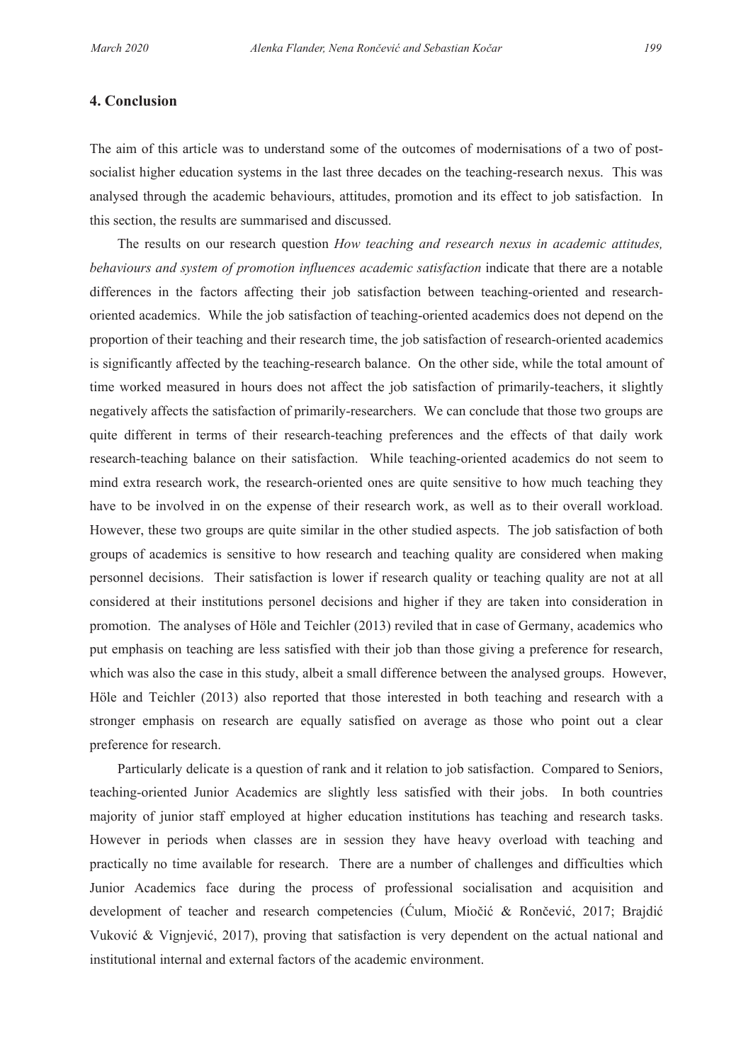## 4. Conclusion

The aim of this article was to understand some of the outcomes of modernisations of a two of post-socialist higher education systems in the last three decades on the teaching-research nexus. This was analysed through the academic behaviours, attitudes, promotion and its effect to job satisfaction. In this section, the results are summarised and discussed.

The results on our research question *How teaching and research nexus in academic attitudes, behaviours and system of promotion influences academic satisfaction* indicate that there are a notable differences in the factors affecting their job satisfaction between teaching-oriented and research-oriented academics. While the job satisfaction of teaching-oriented academics does not depend on the proportion of their teaching and their research time, the job satisfaction of research-oriented academics is significantly affected by the teaching-research balance. On the other side, while the total amount of time worked measured in hours does not affect the job satisfaction of primarily-teachers, it slightly negatively affects the satisfaction of primarily-researchers. We can conclude that those two groups are quite different in terms of their research-teaching preferences and the effects of that daily work research-teaching balance on their satisfaction. While teaching-oriented academics do not seem to mind extra research work, the research-oriented ones are quite sensitive to how much teaching they have to be involved in on the expense of their research work, as well as to their overall workload. However, these two groups are quite similar in the other studied aspects. The job satisfaction of both groups of academics is sensitive to how research and teaching quality are considered when making personnel decisions. Their satisfaction is lower if research quality or teaching quality are not at all considered at their institutions personel decisions and higher if they are taken into consideration in promotion. The analyses of Höle and Teichler (2013) reviled that in case of Germany, academics who put emphasis on teaching are less satisfied with their job than those giving a preference for research, which was also the case in this study, albeit a small difference between the analysed groups. However, Höle and Teichler (2013) also reported that those interested in both teaching and research with a stronger emphasis on research are equally satisfied on average as those who point out a clear preference for research.

Particularly delicate is a question of rank and it relation to job satisfaction. Compared to Seniors, teaching-oriented Junior Academics are slightly less satisfied with their jobs. In both countries majority of junior staff employed at higher education institutions has teaching and research tasks. However in periods when classes are in session they have heavy overload with teaching and practically no time available for research. There are a number of challenges and difficulties which Junior Academics face during the process of professional socialisation and acquisition and development of teacher and research competencies (Ćulum, Miočić & Rončević, 2017; Brajdić Vuković & Vignjević, 2017), proving that satisfaction is very dependent on the actual national and institutional internal and external factors of the academic environment.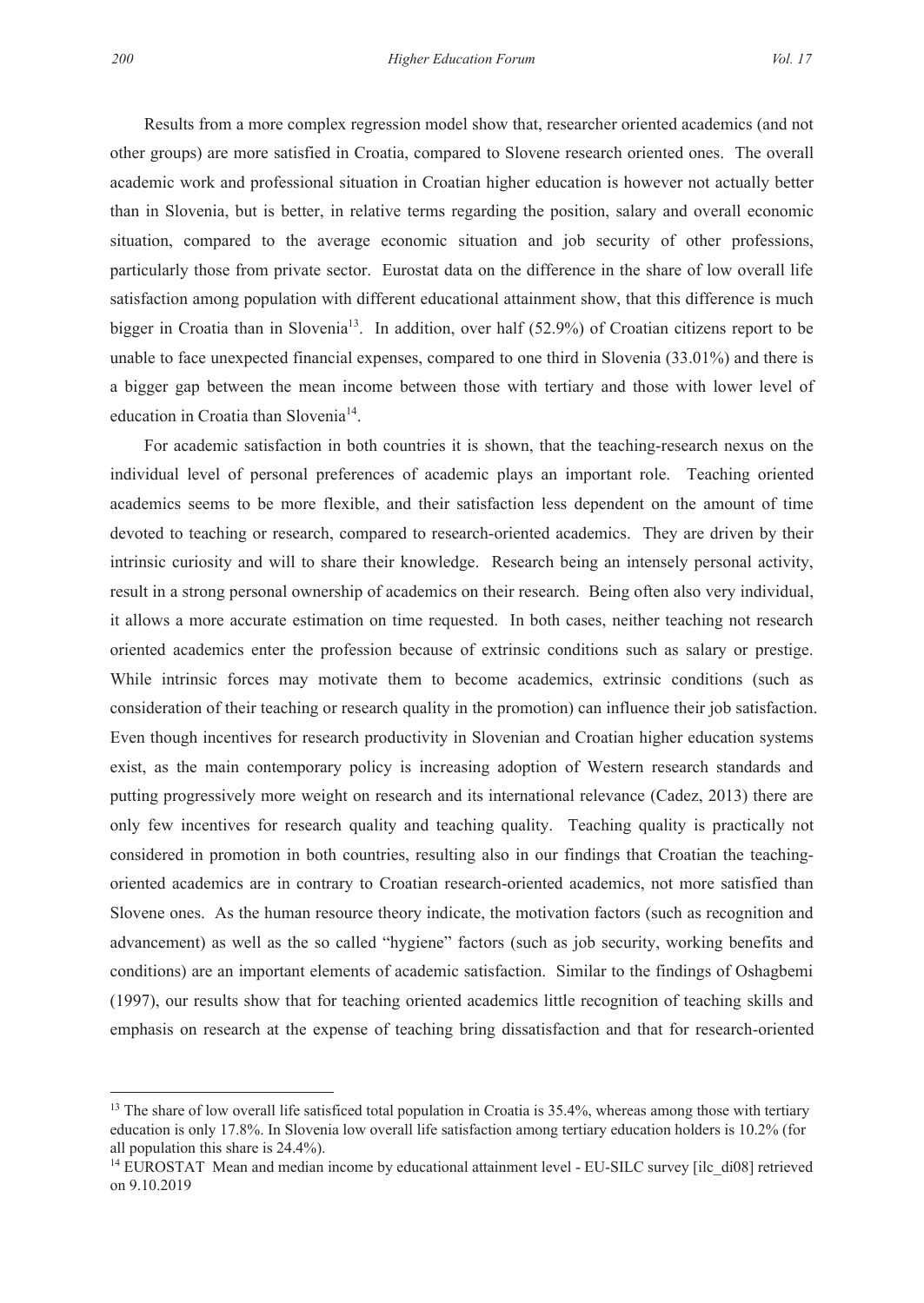Results from a more complex regression model show that, researcher oriented academics (and not other groups) are more satisfied in Croatia, compared to Slovene research oriented ones. The overall academic work and professional situation in Croatian higher education is however not actually better than in Slovenia, but is better, in relative terms regarding the position, salary and overall economic situation, compared to the average economic situation and job security of other professions, particularly those from private sector. Eurostat data on the difference in the share of low overall life satisfaction among population with different educational attainment show, that this difference is much bigger in Croatia than in Slovenia[13]. In addition, over half (52.9%) of Croatian citizens report to be unable to face unexpected financial expenses, compared to one third in Slovenia (33.01%) and there is a bigger gap between the mean income between those with tertiary and those with lower level of education in Croatia than Slovenia[14].

For academic satisfaction in both countries it is shown, that the teaching-research nexus on the individual level of personal preferences of academic plays an important role. Teaching oriented academics seems to be more flexible, and their satisfaction less dependent on the amount of time devoted to teaching or research, compared to research-oriented academics. They are driven by their intrinsic curiosity and will to share their knowledge. Research being an intensely personal activity, result in a strong personal ownership of academics on their research. Being often also very individual, it allows a more accurate estimation on time requested. In both cases, neither teaching not research oriented academics enter the profession because of extrinsic conditions such as salary or prestige. While intrinsic forces may motivate them to become academics, extrinsic conditions (such as consideration of their teaching or research quality in the promotion) can influence their job satisfaction. Even though incentives for research productivity in Slovenian and Croatian higher education systems exist, as the main contemporary policy is increasing adoption of Western research standards and putting progressively more weight on research and its international relevance (Cadez, 2013) there are only few incentives for research quality and teaching quality. Teaching quality is practically not considered in promotion in both countries, resulting also in our findings that Croatian the teaching-oriented academics are in contrary to Croatian research-oriented academics, not more satisfied than Slovene ones. As the human resource theory indicate, the motivation factors (such as recognition and advancement) as well as the so called "hygiene" factors (such as job security, working benefits and conditions) are an important elements of academic satisfaction. Similar to the findings of Oshagbemi (1997), our results show that for teaching oriented academics little recognition of teaching skills and emphasis on research at the expense of teaching bring dissatisfaction and that for research-oriented

---

[13] The share of low overall life satisficed total population in Croatia is 35.4%, whereas among those with tertiary education is only 17.8%. In Slovenia low overall life satisfaction among tertiary education holders is 10.2% (for all population this share is 24.4%).

[14] EUROSTAT Mean and median income by educational attainment level - EU-SILC survey [ilc_di08] retrieved on 9.10.2019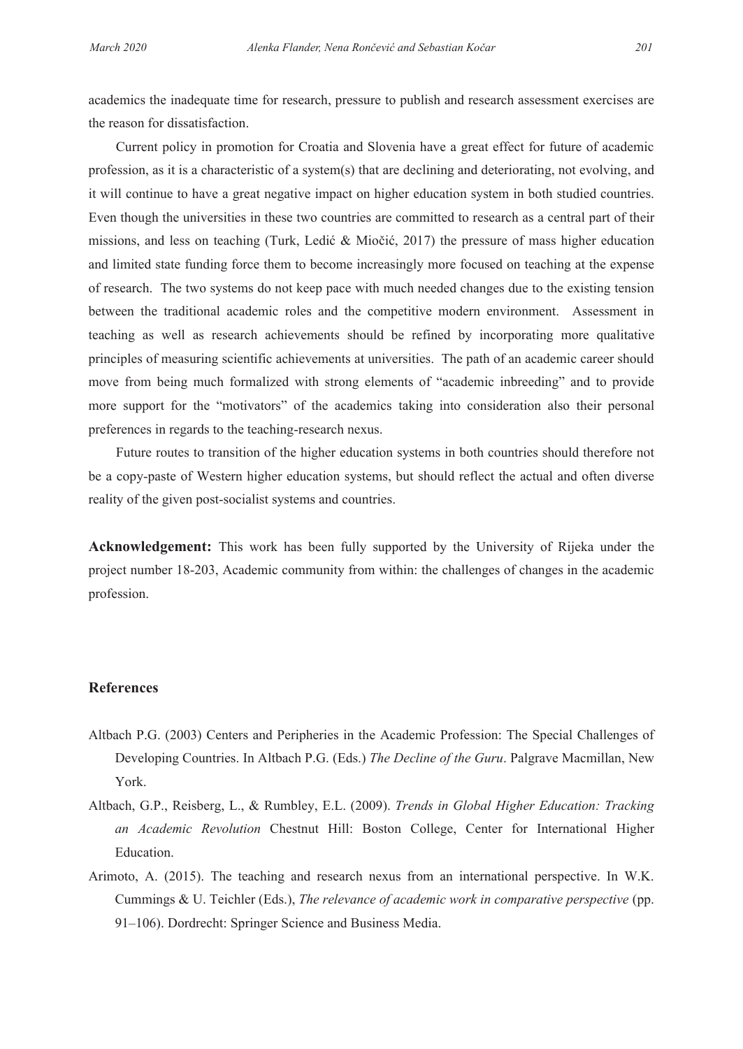academics the inadequate time for research, pressure to publish and research assessment exercises are the reason for dissatisfaction.

Current policy in promotion for Croatia and Slovenia have a great effect for future of academic profession, as it is a characteristic of a system(s) that are declining and deteriorating, not evolving, and it will continue to have a great negative impact on higher education system in both studied countries. Even though the universities in these two countries are committed to research as a central part of their missions, and less on teaching (Turk, Ledić & Miočić, 2017) the pressure of mass higher education and limited state funding force them to become increasingly more focused on teaching at the expense of research. The two systems do not keep pace with much needed changes due to the existing tension between the traditional academic roles and the competitive modern environment. Assessment in teaching as well as research achievements should be refined by incorporating more qualitative principles of measuring scientific achievements at universities. The path of an academic career should move from being much formalized with strong elements of "academic inbreeding" and to provide more support for the "motivators" of the academics taking into consideration also their personal preferences in regards to the teaching-research nexus.

Future routes to transition of the higher education systems in both countries should therefore not be a copy-paste of Western higher education systems, but should reflect the actual and often diverse reality of the given post-socialist systems and countries.

**Acknowledgement:** This work has been fully supported by the University of Rijeka under the project number 18-203, Academic community from within: the challenges of changes in the academic profession.

## References

Altbach P.G. (2003) Centers and Peripheries in the Academic Profession: The Special Challenges of Developing Countries. In Altbach P.G. (Eds.) *The Decline of the Guru*. Palgrave Macmillan, New York.

Altbach, G.P., Reisberg, L., & Rumbley, E.L. (2009). *Trends in Global Higher Education: Tracking an Academic Revolution* Chestnut Hill: Boston College, Center for International Higher Education.

Arimoto, A. (2015). The teaching and research nexus from an international perspective. In W.K. Cummings & U. Teichler (Eds.), *The relevance of academic work in comparative perspective* (pp. 91–106). Dordrecht: Springer Science and Business Media.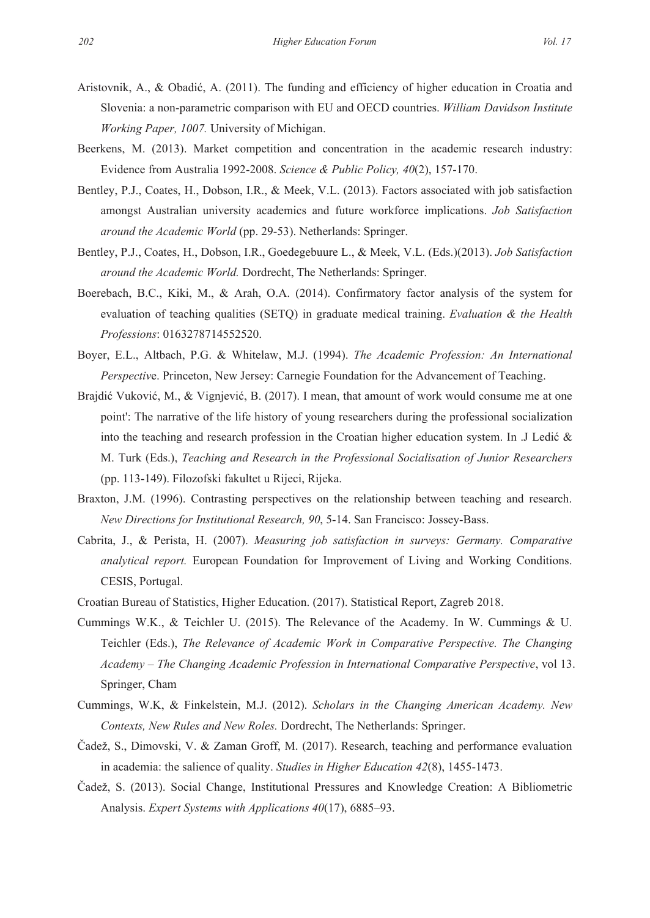Aristovnik, A., & Obadić, A. (2011). The funding and efficiency of higher education in Croatia and Slovenia: a non-parametric comparison with EU and OECD countries. *William Davidson Institute Working Paper, 1007.* University of Michigan.

Beerkens, M. (2013). Market competition and concentration in the academic research industry: Evidence from Australia 1992-2008. *Science & Public Policy, 40*(2), 157-170.

Bentley, P.J., Coates, H., Dobson, I.R., & Meek, V.L. (2013). Factors associated with job satisfaction amongst Australian university academics and future workforce implications. *Job Satisfaction around the Academic World* (pp. 29-53). Netherlands: Springer.

Bentley, P.J., Coates, H., Dobson, I.R., Goedegebuure L., & Meek, V.L. (Eds.)(2013). *Job Satisfaction around the Academic World.* Dordrecht, The Netherlands: Springer.

Boerebach, B.C., Kiki, M., & Arah, O.A. (2014). Confirmatory factor analysis of the system for evaluation of teaching qualities (SETQ) in graduate medical training. *Evaluation & the Health Professions*: 0163278714552520.

Boyer, E.L., Altbach, P.G. & Whitelaw, M.J. (1994). *The Academic Profession: An International Perspectiv*e. Princeton, New Jersey: Carnegie Foundation for the Advancement of Teaching.

Brajdić Vuković, M., & Vignjević, B. (2017). I mean, that amount of work would consume me at one point': The narrative of the life history of young researchers during the professional socialization into the teaching and research profession in the Croatian higher education system. In .J Ledić & M. Turk (Eds.), *Teaching and Research in the Professional Socialisation of Junior Researchers* (pp. 113-149). Filozofski fakultet u Rijeci, Rijeka.

Braxton, J.M. (1996). Contrasting perspectives on the relationship between teaching and research. *New Directions for Institutional Research, 90*, 5-14. San Francisco: Jossey-Bass.

Cabrita, J., & Perista, H. (2007). *Measuring job satisfaction in surveys: Germany. Comparative analytical report.* European Foundation for Improvement of Living and Working Conditions. CESIS, Portugal.

Croatian Bureau of Statistics, Higher Education. (2017). Statistical Report, Zagreb 2018.

Cummings W.K., & Teichler U. (2015). The Relevance of the Academy. In W. Cummings & U. Teichler (Eds.), *The Relevance of Academic Work in Comparative Perspective. The Changing Academy – The Changing Academic Profession in International Comparative Perspective*, vol 13. Springer, Cham

Cummings, W.K, & Finkelstein, M.J. (2012). *Scholars in the Changing American Academy. New Contexts, New Rules and New Roles.* Dordrecht, The Netherlands: Springer.

Čadež, S., Dimovski, V. & Zaman Groff, M. (2017). Research, teaching and performance evaluation in academia: the salience of quality. *Studies in Higher Education 42*(8), 1455-1473.

Čadež, S. (2013). Social Change, Institutional Pressures and Knowledge Creation: A Bibliometric Analysis. *Expert Systems with Applications 40*(17), 6885–93.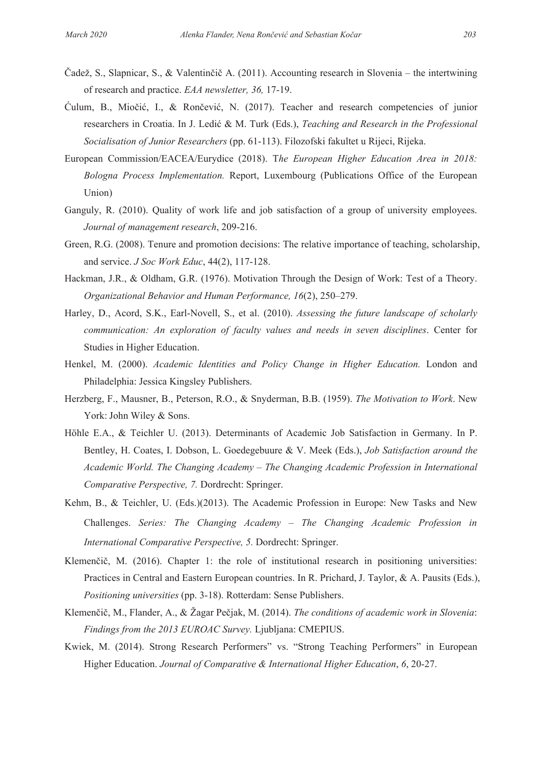Čadež, S., Slapnicar, S., & Valentinčič A. (2011). Accounting research in Slovenia – the intertwining of research and practice. *EAA newsletter, 36,* 17-19.

Ćulum, B., Miočić, I., & Rončević, N. (2017). Teacher and research competencies of junior researchers in Croatia. In J. Ledić & M. Turk (Eds.), *Teaching and Research in the Professional Socialisation of Junior Researchers* (pp. 61-113). Filozofski fakultet u Rijeci, Rijeka.

European Commission/EACEA/Eurydice (2018). T*he European Higher Education Area in 2018: Bologna Process Implementation.* Report, Luxembourg (Publications Office of the European Union)

Ganguly, R. (2010). Quality of work life and job satisfaction of a group of university employees. *Journal of management research*, 209-216.

Green, R.G. (2008). Tenure and promotion decisions: The relative importance of teaching, scholarship, and service. *J Soc Work Educ*, 44(2), 117-128.

Hackman, J.R., & Oldham, G.R. (1976). Motivation Through the Design of Work: Test of a Theory. *Organizational Behavior and Human Performance, 16*(2), 250–279.

Harley, D., Acord, S.K., Earl-Novell, S., et al. (2010). *Assessing the future landscape of scholarly communication: An exploration of faculty values and needs in seven disciplines*. Center for Studies in Higher Education.

Henkel, M. (2000). *Academic Identities and Policy Change in Higher Education.* London and Philadelphia: Jessica Kingsley Publishers.

Herzberg, F., Mausner, B., Peterson, R.O., & Snyderman, B.B. (1959). *The Motivation to Work*. New York: John Wiley & Sons.

Höhle E.A., & Teichler U. (2013). Determinants of Academic Job Satisfaction in Germany. In P. Bentley, H. Coates, I. Dobson, L. Goedegebuure & V. Meek (Eds.), *Job Satisfaction around the Academic World. The Changing Academy – The Changing Academic Profession in International Comparative Perspective, 7.* Dordrecht: Springer.

Kehm, B., & Teichler, U. (Eds.)(2013). The Academic Profession in Europe: New Tasks and New Challenges. *Series: The Changing Academy – The Changing Academic Profession in International Comparative Perspective, 5.* Dordrecht: Springer.

Klemenčič, M. (2016). Chapter 1: the role of institutional research in positioning universities: Practices in Central and Eastern European countries. In R. Prichard, J. Taylor, & A. Pausits (Eds.), *Positioning universities* (pp. 3-18). Rotterdam: Sense Publishers.

Klemenčič, M., Flander, A., & Žagar Pečjak, M. (2014). *The conditions of academic work in Slovenia*: *Findings from the 2013 EUROAC Survey.* Ljubljana: CMEPIUS.

Kwiek, M. (2014). Strong Research Performers" vs. "Strong Teaching Performers" in European Higher Education. *Journal of Comparative & International Higher Education*, *6*, 20-27.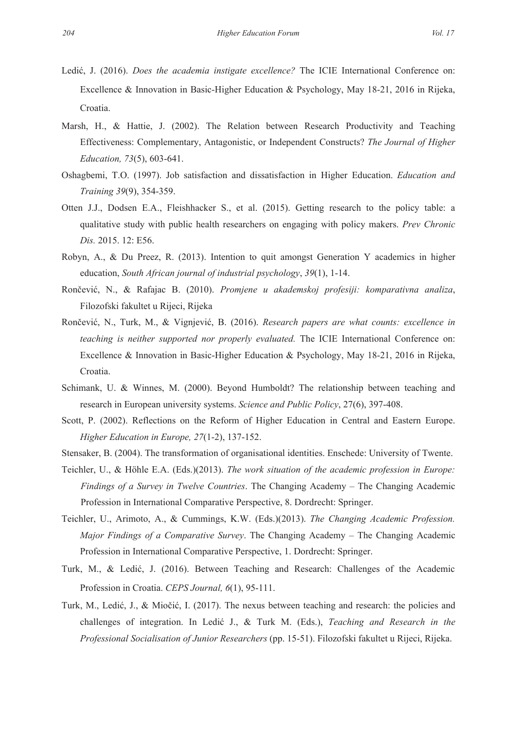Ledić, J. (2016). *Does the academia instigate excellence?* The ICIE International Conference on: Excellence & Innovation in Basic-Higher Education & Psychology, May 18-21, 2016 in Rijeka, Croatia.

Marsh, H., & Hattie, J. (2002). The Relation between Research Productivity and Teaching Effectiveness: Complementary, Antagonistic, or Independent Constructs? *The Journal of Higher Education, 73*(5), 603-641.

Oshagbemi, T.O. (1997). Job satisfaction and dissatisfaction in Higher Education. *Education and Training 39*(9), 354-359.

Otten J.J., Dodsen E.A., Fleishhacker S., et al. (2015). Getting research to the policy table: a qualitative study with public health researchers on engaging with policy makers. *Prev Chronic Dis.* 2015. 12: E56.

Robyn, A., & Du Preez, R. (2013). Intention to quit amongst Generation Y academics in higher education, *South African journal of industrial psychology*, *39*(1), 1-14.

Rončević, N., & Rafajac B. (2010). *Promjene u akademskoj profesiji: komparativna analiza*, Filozofski fakultet u Rijeci, Rijeka

Rončević, N., Turk, M., & Vignjević, B. (2016). *Research papers are what counts: excellence in teaching is neither supported nor properly evaluated.* The ICIE International Conference on: Excellence & Innovation in Basic-Higher Education & Psychology, May 18-21, 2016 in Rijeka, Croatia.

Schimank, U. & Winnes, M. (2000). Beyond Humboldt? The relationship between teaching and research in European university systems. *Science and Public Policy*, 27(6), 397-408.

Scott, P. (2002). Reflections on the Reform of Higher Education in Central and Eastern Europe. *Higher Education in Europe, 27*(1-2), 137-152.

Stensaker, B. (2004). The transformation of organisational identities. Enschede: University of Twente.

Teichler, U., & Höhle E.A. (Eds.)(2013). *The work situation of the academic profession in Europe: Findings of a Survey in Twelve Countries*. The Changing Academy – The Changing Academic Profession in International Comparative Perspective, 8. Dordrecht: Springer.

Teichler, U., Arimoto, A., & Cummings, K.W. (Eds.)(2013). *The Changing Academic Profession. Major Findings of a Comparative Survey*. The Changing Academy – The Changing Academic Profession in International Comparative Perspective, 1. Dordrecht: Springer.

Turk, M., & Ledić, J. (2016). Between Teaching and Research: Challenges of the Academic Profession in Croatia. *CEPS Journal, 6*(1), 95-111.

Turk, M., Ledić, J., & Miočić, I. (2017). The nexus between teaching and research: the policies and challenges of integration. In Ledić J., & Turk M. (Eds.), *Teaching and Research in the Professional Socialisation of Junior Researchers* (pp. 15-51). Filozofski fakultet u Rijeci, Rijeka.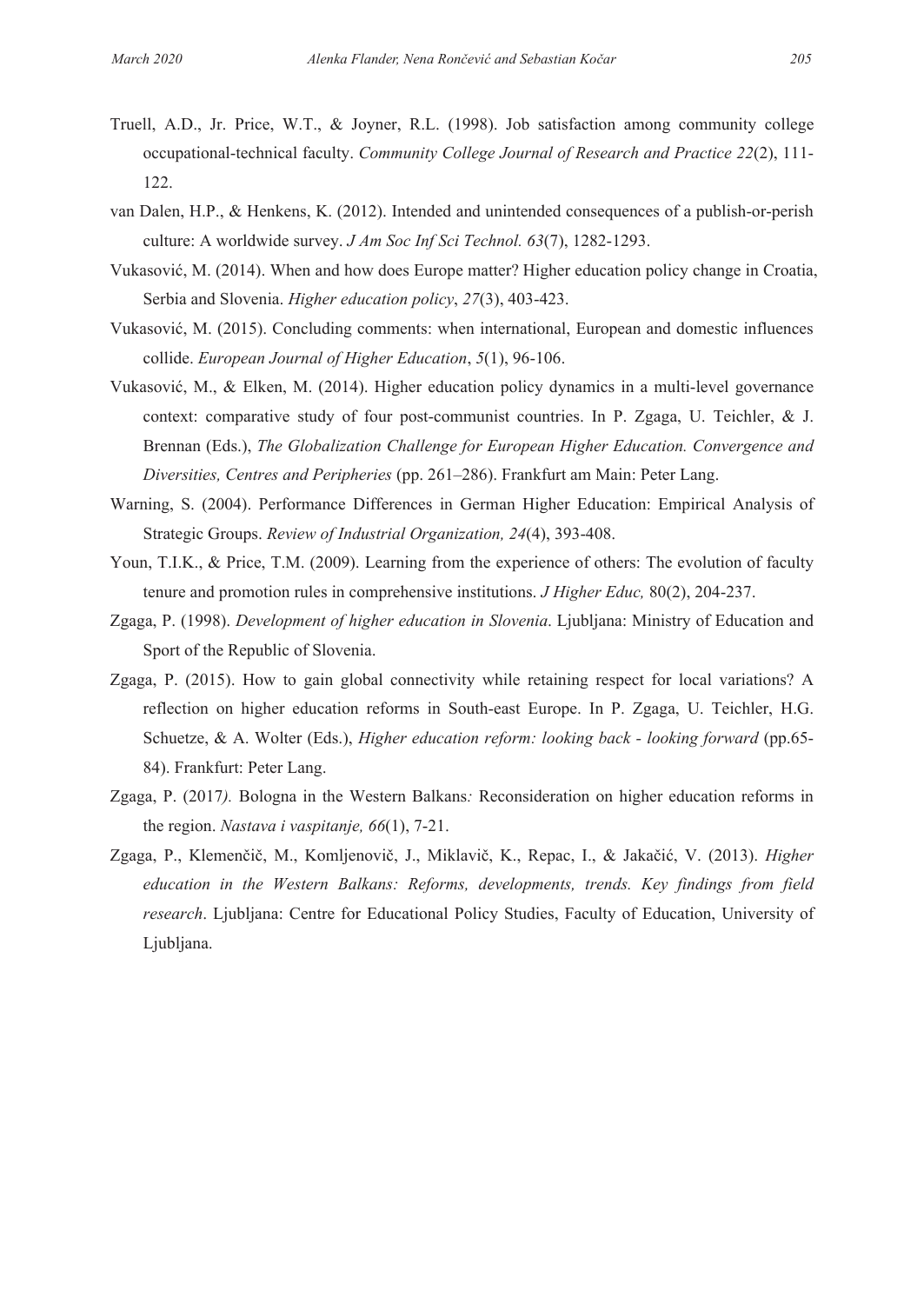Truell, A.D., Jr. Price, W.T., & Joyner, R.L. (1998). Job satisfaction among community college occupational-technical faculty. *Community College Journal of Research and Practice 22*(2), 111-122.

van Dalen, H.P., & Henkens, K. (2012). Intended and unintended consequences of a publish-or-perish culture: A worldwide survey. *J Am Soc Inf Sci Technol. 63*(7), 1282-1293.

Vukasović, M. (2014). When and how does Europe matter? Higher education policy change in Croatia, Serbia and Slovenia. *Higher education policy*, *27*(3), 403-423.

Vukasović, M. (2015). Concluding comments: when international, European and domestic influences collide. *European Journal of Higher Education*, *5*(1), 96-106.

Vukasović, M., & Elken, M. (2014). Higher education policy dynamics in a multi-level governance context: comparative study of four post-communist countries. In P. Zgaga, U. Teichler, & J. Brennan (Eds.), *The Globalization Challenge for European Higher Education. Convergence and Diversities, Centres and Peripheries* (pp. 261–286). Frankfurt am Main: Peter Lang.

Warning, S. (2004). Performance Differences in German Higher Education: Empirical Analysis of Strategic Groups. *Review of Industrial Organization, 24*(4), 393-408.

Youn, T.I.K., & Price, T.M. (2009). Learning from the experience of others: The evolution of faculty tenure and promotion rules in comprehensive institutions. *J Higher Educ,* 80(2), 204-237.

Zgaga, P. (1998). *Development of higher education in Slovenia*. Ljubljana: Ministry of Education and Sport of the Republic of Slovenia.

Zgaga, P. (2015). How to gain global connectivity while retaining respect for local variations? A reflection on higher education reforms in South-east Europe. In P. Zgaga, U. Teichler, H.G. Schuetze, & A. Wolter (Eds.), *Higher education reform: looking back - looking forward* (pp.65-84). Frankfurt: Peter Lang.

Zgaga, P. (2017*).* Bologna in the Western Balkans*:* Reconsideration on higher education reforms in the region. *Nastava i vaspitanje, 66*(1), 7-21.

Zgaga, P., Klemenčič, M., Komljenovič, J., Miklavič, K., Repac, I., & Jakačić, V. (2013). *Higher education in the Western Balkans: Reforms, developments, trends. Key findings from field research*. Ljubljana: Centre for Educational Policy Studies, Faculty of Education, University of Ljubljana.